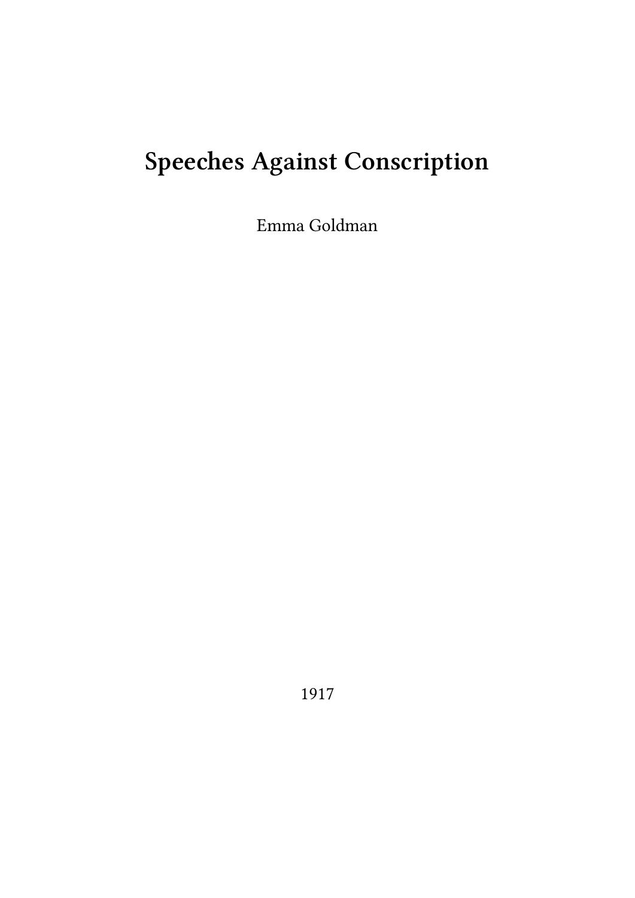# Speeches Against Conscription

Emma Goldman

1917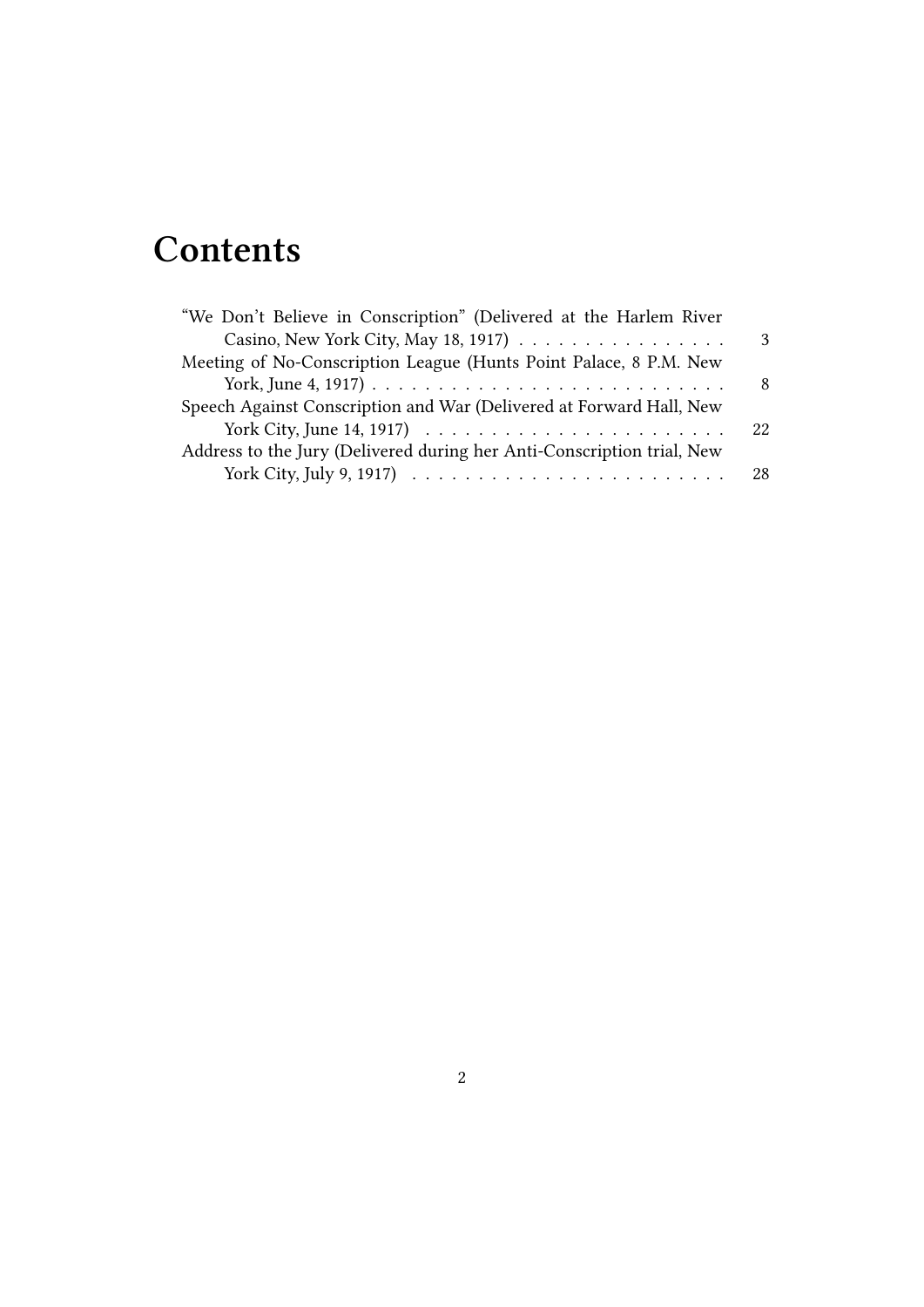# Contents

- "We Don't Believe in Conscription" (Delivered at the Harlem River Casino, New York City, May 18, 1917) . . . . . 3
- Meeting of No-Conscription League (Hunts Point Palace, 8 P.M. New York, June 4, 1917) . . . . . 8
- Speech Against Conscription and War (Delivered at Forward Hall, New York City, June 14, 1917) . . . . . 22
- Address to the Jury (Delivered during her Anti-Conscription trial, New York City, July 9, 1917) . . . . . 28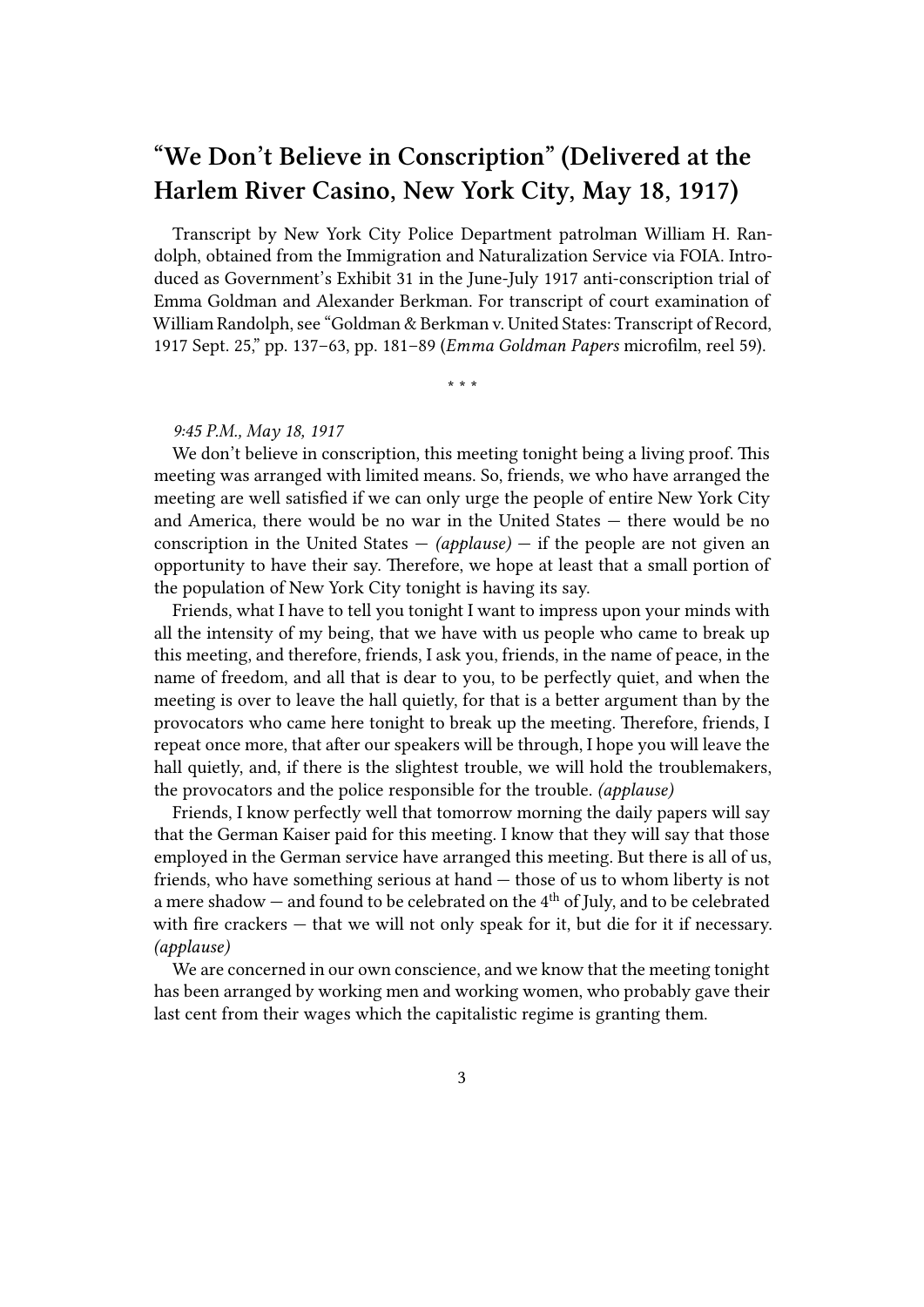## "We Don't Believe in Conscription" (Delivered at the Harlem River Casino, New York City, May 18, 1917)

Transcript by New York City Police Department patrolman William H. Randolph, obtained from the Immigration and Naturalization Service via FOIA. Introduced as Government's Exhibit 31 in the June-July 1917 anti-conscription trial of Emma Goldman and Alexander Berkman. For transcript of court examination of William Randolph, see "Goldman & Berkman v. United States: Transcript of Record, 1917 Sept. 25," pp. 137–63, pp. 181–89 (*Emma Goldman Papers* microfilm, reel 59).

\* \* \*

*9:45 P.M., May 18, 1917*

We don't believe in conscription, this meeting tonight being a living proof. This meeting was arranged with limited means. So, friends, we who have arranged the meeting are well satisfied if we can only urge the people of entire New York City and America, there would be no war in the United States — there would be no conscription in the United States — *(applause)* — if the people are not given an opportunity to have their say. Therefore, we hope at least that a small portion of the population of New York City tonight is having its say.

Friends, what I have to tell you tonight I want to impress upon your minds with all the intensity of my being, that we have with us people who came to break up this meeting, and therefore, friends, I ask you, friends, in the name of peace, in the name of freedom, and all that is dear to you, to be perfectly quiet, and when the meeting is over to leave the hall quietly, for that is a better argument than by the provocators who came here tonight to break up the meeting. Therefore, friends, I repeat once more, that after our speakers will be through, I hope you will leave the hall quietly, and, if there is the slightest trouble, we will hold the troublemakers, the provocators and the police responsible for the trouble. *(applause)*

Friends, I know perfectly well that tomorrow morning the daily papers will say that the German Kaiser paid for this meeting. I know that they will say that those employed in the German service have arranged this meeting. But there is all of us, friends, who have something serious at hand — those of us to whom liberty is not a mere shadow — and found to be celebrated on the 4th of July, and to be celebrated with fire crackers — that we will not only speak for it, but die for it if necessary. *(applause)*

We are concerned in our own conscience, and we know that the meeting tonight has been arranged by working men and working women, who probably gave their last cent from their wages which the capitalistic regime is granting them.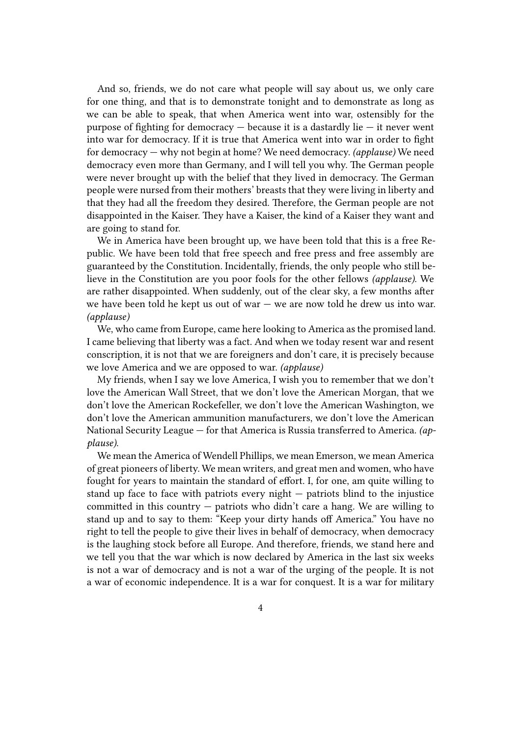And so, friends, we do not care what people will say about us, we only care for one thing, and that is to demonstrate tonight and to demonstrate as long as we can be able to speak, that when America went into war, ostensibly for the purpose of fighting for democracy — because it is a dastardly lie — it never went into war for democracy. If it is true that America went into war in order to fight for democracy — why not begin at home? We need democracy. *(applause)* We need democracy even more than Germany, and I will tell you why. The German people were never brought up with the belief that they lived in democracy. The German people were nursed from their mothers' breasts that they were living in liberty and that they had all the freedom they desired. Therefore, the German people are not disappointed in the Kaiser. They have a Kaiser, the kind of a Kaiser they want and are going to stand for.

We in America have been brought up, we have been told that this is a free Republic. We have been told that free speech and free press and free assembly are guaranteed by the Constitution. Incidentally, friends, the only people who still believe in the Constitution are you poor fools for the other fellows *(applause)*. We are rather disappointed. When suddenly, out of the clear sky, a few months after we have been told he kept us out of war — we are now told he drew us into war. *(applause)*

We, who came from Europe, came here looking to America as the promised land. I came believing that liberty was a fact. And when we today resent war and resent conscription, it is not that we are foreigners and don't care, it is precisely because we love America and we are opposed to war. *(applause)*

My friends, when I say we love America, I wish you to remember that we don't love the American Wall Street, that we don't love the American Morgan, that we don't love the American Rockefeller, we don't love the American Washington, we don't love the American ammunition manufacturers, we don't love the American National Security League — for that America is Russia transferred to America. *(applause)*.

We mean the America of Wendell Phillips, we mean Emerson, we mean America of great pioneers of liberty. We mean writers, and great men and women, who have fought for years to maintain the standard of effort. I, for one, am quite willing to stand up face to face with patriots every night — patriots blind to the injustice committed in this country — patriots who didn't care a hang. We are willing to stand up and to say to them: "Keep your dirty hands off America." You have no right to tell the people to give their lives in behalf of democracy, when democracy is the laughing stock before all Europe. And therefore, friends, we stand here and we tell you that the war which is now declared by America in the last six weeks is not a war of democracy and is not a war of the urging of the people. It is not a war of economic independence. It is a war for conquest. It is a war for military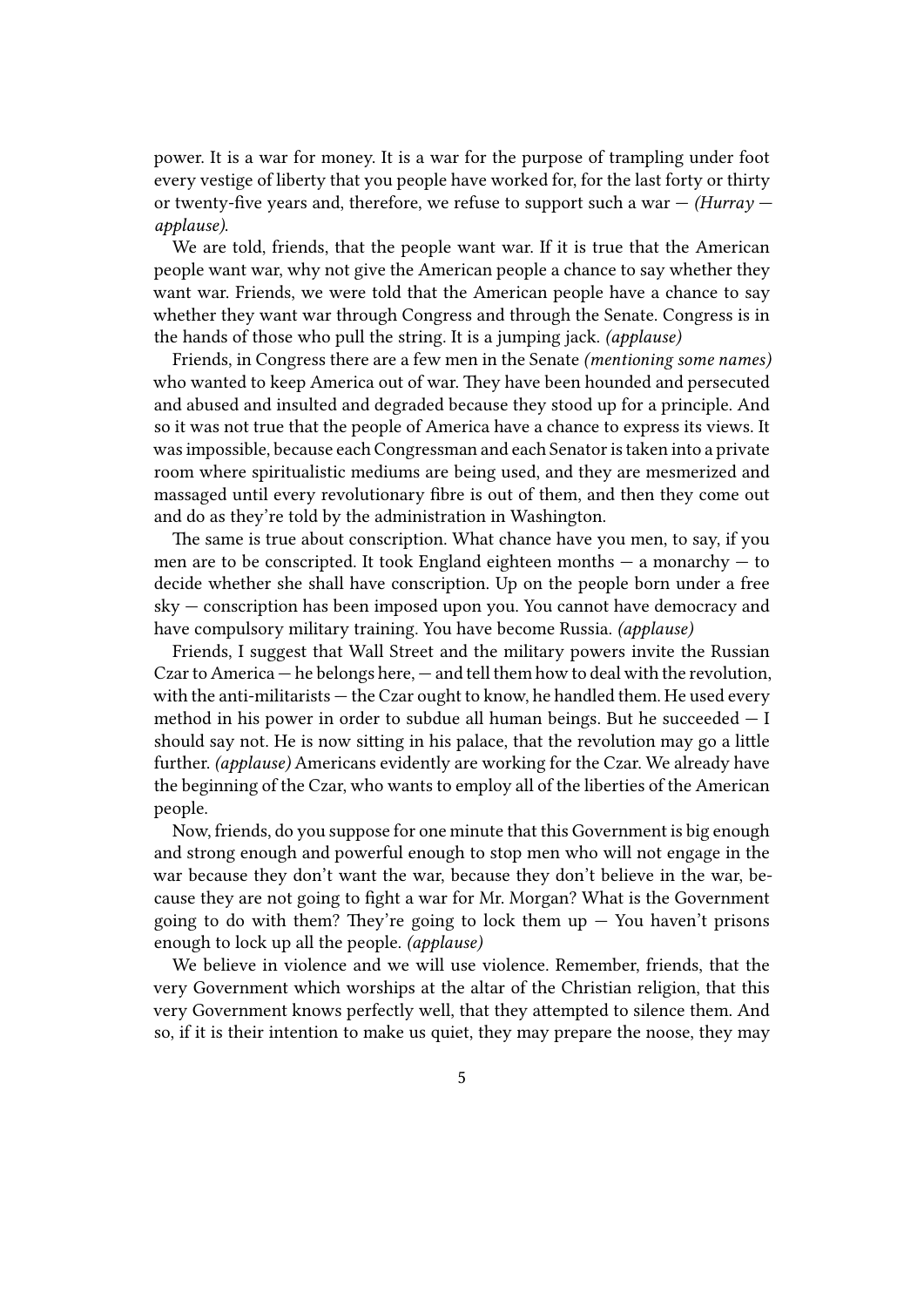power. It is a war for money. It is a war for the purpose of trampling under foot every vestige of liberty that you people have worked for, for the last forty or thirty or twenty-five years and, therefore, we refuse to support such a war — *(Hurray — applause).*

We are told, friends, that the people want war. If it is true that the American people want war, why not give the American people a chance to say whether they want war. Friends, we were told that the American people have a chance to say whether they want war through Congress and through the Senate. Congress is in the hands of those who pull the string. It is a jumping jack. *(applause)*

Friends, in Congress there are a few men in the Senate *(mentioning some names)* who wanted to keep America out of war. They have been hounded and persecuted and abused and insulted and degraded because they stood up for a principle. And so it was not true that the people of America have a chance to express its views. It was impossible, because each Congressman and each Senator is taken into a private room where spiritualistic mediums are being used, and they are mesmerized and massaged until every revolutionary fibre is out of them, and then they come out and do as they're told by the administration in Washington.

The same is true about conscription. What chance have you men, to say, if you men are to be conscripted. It took England eighteen months — a monarchy — to decide whether she shall have conscription. Up on the people born under a free sky — conscription has been imposed upon you. You cannot have democracy and have compulsory military training. You have become Russia. *(applause)*

Friends, I suggest that Wall Street and the military powers invite the Russian Czar to America — he belongs here, — and tell them how to deal with the revolution, with the anti-militarists — the Czar ought to know, he handled them. He used every method in his power in order to subdue all human beings. But he succeeded — I should say not. He is now sitting in his palace, that the revolution may go a little further. *(applause)* Americans evidently are working for the Czar. We already have the beginning of the Czar, who wants to employ all of the liberties of the American people.

Now, friends, do you suppose for one minute that this Government is big enough and strong enough and powerful enough to stop men who will not engage in the war because they don't want the war, because they don't believe in the war, because they are not going to fight a war for Mr. Morgan? What is the Government going to do with them? They're going to lock them up — You haven't prisons enough to lock up all the people. *(applause)*

We believe in violence and we will use violence. Remember, friends, that the very Government which worships at the altar of the Christian religion, that this very Government knows perfectly well, that they attempted to silence them. And so, if it is their intention to make us quiet, they may prepare the noose, they may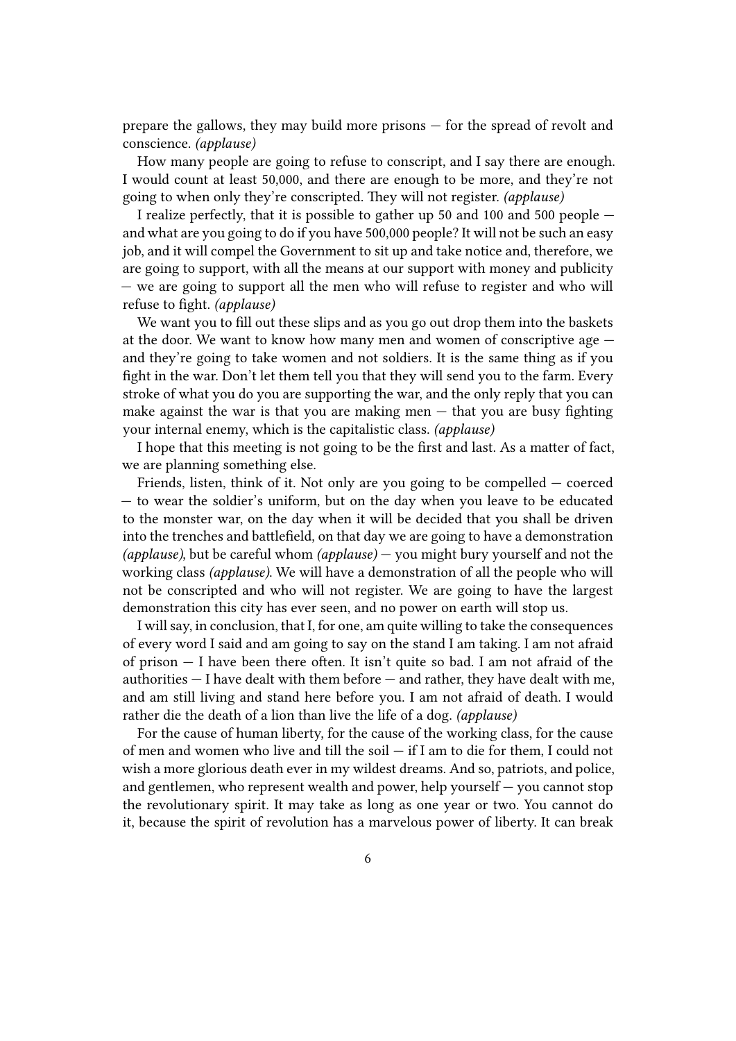prepare the gallows, they may build more prisons — for the spread of revolt and conscience. *(applause)*

How many people are going to refuse to conscript, and I say there are enough. I would count at least 50,000, and there are enough to be more, and they're not going to when only they're conscripted. They will not register. *(applause)*

I realize perfectly, that it is possible to gather up 50 and 100 and 500 people — and what are you going to do if you have 500,000 people? It will not be such an easy job, and it will compel the Government to sit up and take notice and, therefore, we are going to support, with all the means at our support with money and publicity — we are going to support all the men who will refuse to register and who will refuse to fight. *(applause)*

We want you to fill out these slips and as you go out drop them into the baskets at the door. We want to know how many men and women of conscriptive age — and they're going to take women and not soldiers. It is the same thing as if you fight in the war. Don't let them tell you that they will send you to the farm. Every stroke of what you do you are supporting the war, and the only reply that you can make against the war is that you are making men — that you are busy fighting your internal enemy, which is the capitalistic class. *(applause)*

I hope that this meeting is not going to be the first and last. As a matter of fact, we are planning something else.

Friends, listen, think of it. Not only are you going to be compelled — coerced — to wear the soldier's uniform, but on the day when you leave to be educated to the monster war, on the day when it will be decided that you shall be driven into the trenches and battlefield, on that day we are going to have a demonstration *(applause)*, but be careful whom *(applause)* — you might bury yourself and not the working class *(applause)*. We will have a demonstration of all the people who will not be conscripted and who will not register. We are going to have the largest demonstration this city has ever seen, and no power on earth will stop us.

I will say, in conclusion, that I, for one, am quite willing to take the consequences of every word I said and am going to say on the stand I am taking. I am not afraid of prison — I have been there often. It isn't quite so bad. I am not afraid of the authorities — I have dealt with them before — and rather, they have dealt with me, and am still living and stand here before you. I am not afraid of death. I would rather die the death of a lion than live the life of a dog. *(applause)*

For the cause of human liberty, for the cause of the working class, for the cause of men and women who live and till the soil — if I am to die for them, I could not wish a more glorious death ever in my wildest dreams. And so, patriots, and police, and gentlemen, who represent wealth and power, help yourself — you cannot stop the revolutionary spirit. It may take as long as one year or two. You cannot do it, because the spirit of revolution has a marvelous power of liberty. It can break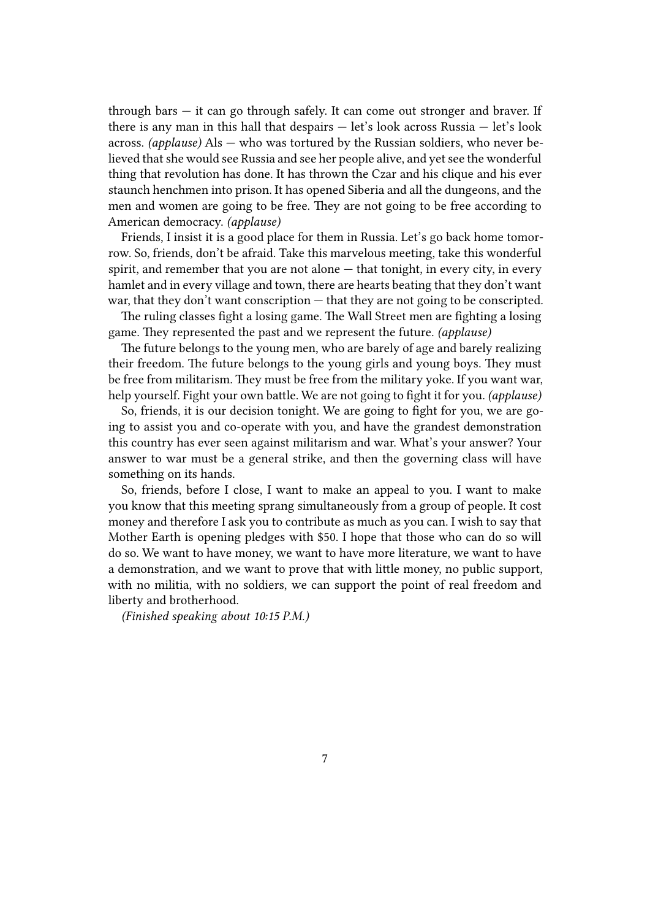through bars — it can go through safely. It can come out stronger and braver. If there is any man in this hall that despairs — let's look across Russia — let's look across. *(applause)* Als — who was tortured by the Russian soldiers, who never believed that she would see Russia and see her people alive, and yet see the wonderful thing that revolution has done. It has thrown the Czar and his clique and his ever staunch henchmen into prison. It has opened Siberia and all the dungeons, and the men and women are going to be free. They are not going to be free according to American democracy. *(applause)*

Friends, I insist it is a good place for them in Russia. Let's go back home tomorrow. So, friends, don't be afraid. Take this marvelous meeting, take this wonderful spirit, and remember that you are not alone — that tonight, in every city, in every hamlet and in every village and town, there are hearts beating that they don't want war, that they don't want conscription — that they are not going to be conscripted.

The ruling classes fight a losing game. The Wall Street men are fighting a losing game. They represented the past and we represent the future. *(applause)*

The future belongs to the young men, who are barely of age and barely realizing their freedom. The future belongs to the young girls and young boys. They must be free from militarism. They must be free from the military yoke. If you want war, help yourself. Fight your own battle. We are not going to fight it for you. *(applause)*

So, friends, it is our decision tonight. We are going to fight for you, we are going to assist you and co-operate with you, and have the grandest demonstration this country has ever seen against militarism and war. What's your answer? Your answer to war must be a general strike, and then the governing class will have something on its hands.

So, friends, before I close, I want to make an appeal to you. I want to make you know that this meeting sprang simultaneously from a group of people. It cost money and therefore I ask you to contribute as much as you can. I wish to say that Mother Earth is opening pledges with $50. I hope that those who can do so will do so. We want to have money, we want to have more literature, we want to have a demonstration, and we want to prove that with little money, no public support, with no militia, with no soldiers, we can support the point of real freedom and liberty and brotherhood.

*(Finished speaking about 10:15 P.M.)*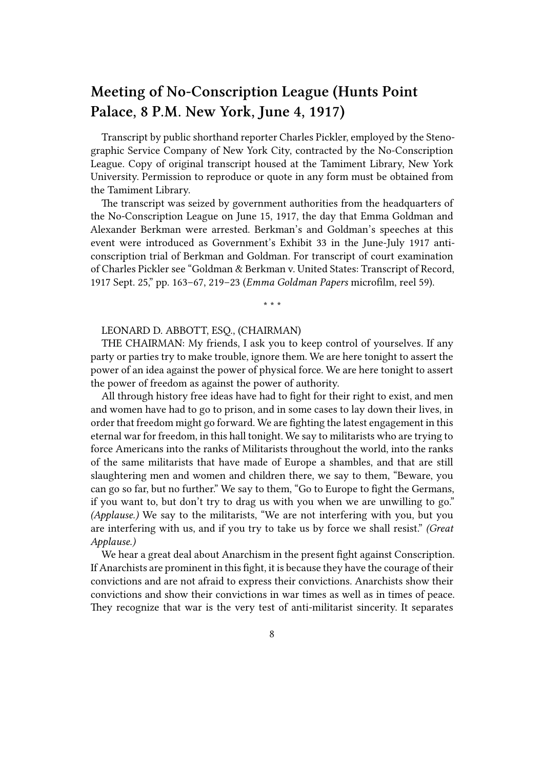## Meeting of No-Conscription League (Hunts Point Palace, 8 P.M. New York, June 4, 1917)

Transcript by public shorthand reporter Charles Pickler, employed by the Stenographic Service Company of New York City, contracted by the No-Conscription League. Copy of original transcript housed at the Tamiment Library, New York University. Permission to reproduce or quote in any form must be obtained from the Tamiment Library.

The transcript was seized by government authorities from the headquarters of the No-Conscription League on June 15, 1917, the day that Emma Goldman and Alexander Berkman were arrested. Berkman's and Goldman's speeches at this event were introduced as Government's Exhibit 33 in the June-July 1917 anti-conscription trial of Berkman and Goldman. For transcript of court examination of Charles Pickler see "Goldman & Berkman v. United States: Transcript of Record, 1917 Sept. 25," pp. 163–67, 219–23 (*Emma Goldman Papers* microfilm, reel 59).

\* \* \*

LEONARD D. ABBOTT, ESQ., (CHAIRMAN)

THE CHAIRMAN: My friends, I ask you to keep control of yourselves. If any party or parties try to make trouble, ignore them. We are here tonight to assert the power of an idea against the power of physical force. We are here tonight to assert the power of freedom as against the power of authority.

All through history free ideas have had to fight for their right to exist, and men and women have had to go to prison, and in some cases to lay down their lives, in order that freedom might go forward. We are fighting the latest engagement in this eternal war for freedom, in this hall tonight. We say to militarists who are trying to force Americans into the ranks of Militarists throughout the world, into the ranks of the same militarists that have made of Europe a shambles, and that are still slaughtering men and women and children there, we say to them, "Beware, you can go so far, but no further." We say to them, "Go to Europe to fight the Germans, if you want to, but don't try to drag us with you when we are unwilling to go." *(Applause.)* We say to the militarists, "We are not interfering with you, but you are interfering with us, and if you try to take us by force we shall resist." *(Great Applause.)*

We hear a great deal about Anarchism in the present fight against Conscription. If Anarchists are prominent in this fight, it is because they have the courage of their convictions and are not afraid to express their convictions. Anarchists show their convictions and show their convictions in war times as well as in times of peace. They recognize that war is the very test of anti-militarist sincerity. It separates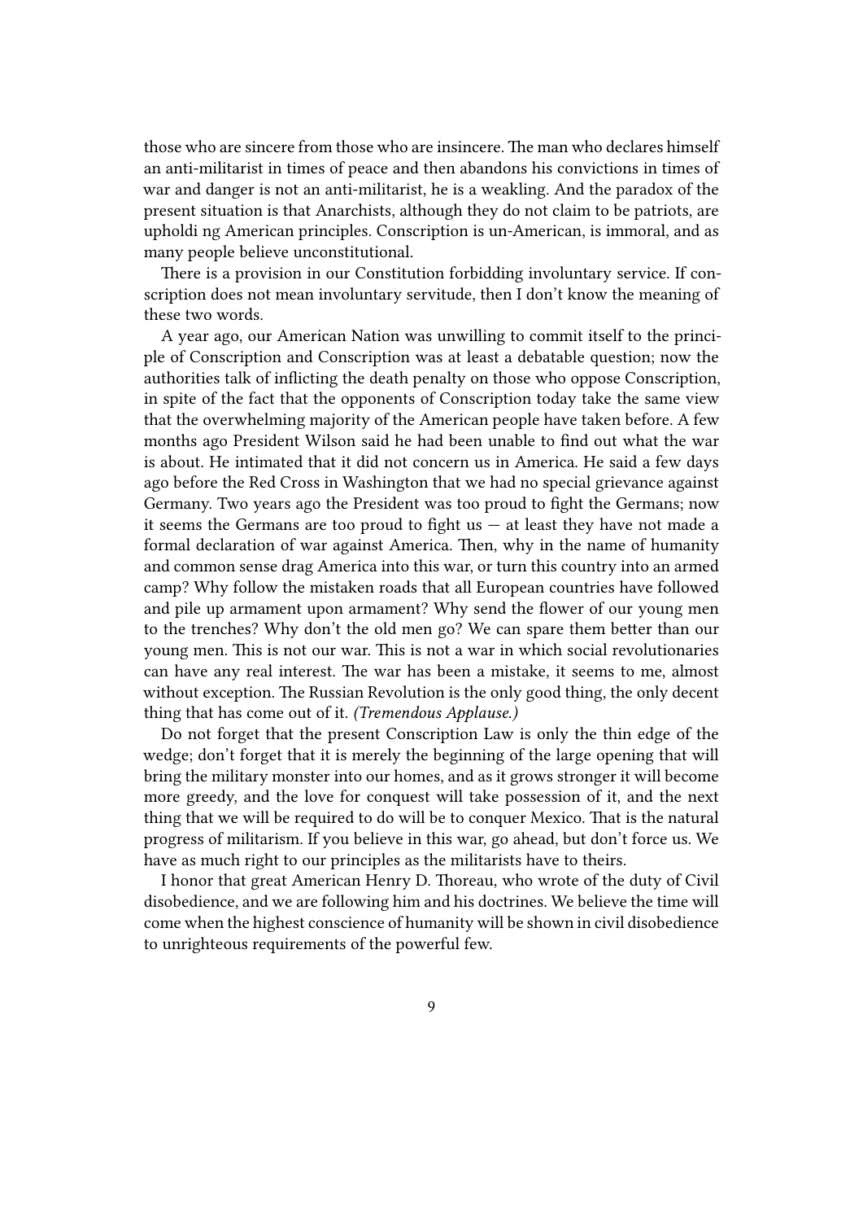those who are sincere from those who are insincere. The man who declares himself an anti-militarist in times of peace and then abandons his convictions in times of war and danger is not an anti-militarist, he is a weakling. And the paradox of the present situation is that Anarchists, although they do not claim to be patriots, are upholdi ng American principles. Conscription is un-American, is immoral, and as many people believe unconstitutional.

There is a provision in our Constitution forbidding involuntary service. If conscription does not mean involuntary servitude, then I don't know the meaning of these two words.

A year ago, our American Nation was unwilling to commit itself to the principle of Conscription and Conscription was at least a debatable question; now the authorities talk of inflicting the death penalty on those who oppose Conscription, in spite of the fact that the opponents of Conscription today take the same view that the overwhelming majority of the American people have taken before. A few months ago President Wilson said he had been unable to find out what the war is about. He intimated that it did not concern us in America. He said a few days ago before the Red Cross in Washington that we had no special grievance against Germany. Two years ago the President was too proud to fight the Germans; now it seems the Germans are too proud to fight us — at least they have not made a formal declaration of war against America. Then, why in the name of humanity and common sense drag America into this war, or turn this country into an armed camp? Why follow the mistaken roads that all European countries have followed and pile up armament upon armament? Why send the flower of our young men to the trenches? Why don't the old men go? We can spare them better than our young men. This is not our war. This is not a war in which social revolutionaries can have any real interest. The war has been a mistake, it seems to me, almost without exception. The Russian Revolution is the only good thing, the only decent thing that has come out of it. *(Tremendous Applause.)*

Do not forget that the present Conscription Law is only the thin edge of the wedge; don't forget that it is merely the beginning of the large opening that will bring the military monster into our homes, and as it grows stronger it will become more greedy, and the love for conquest will take possession of it, and the next thing that we will be required to do will be to conquer Mexico. That is the natural progress of militarism. If you believe in this war, go ahead, but don't force us. We have as much right to our principles as the militarists have to theirs.

I honor that great American Henry D. Thoreau, who wrote of the duty of Civil disobedience, and we are following him and his doctrines. We believe the time will come when the highest conscience of humanity will be shown in civil disobedience to unrighteous requirements of the powerful few.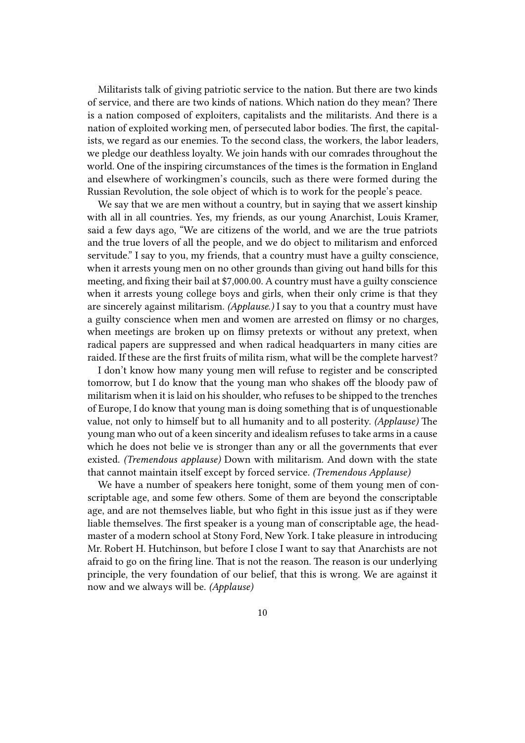Militarists talk of giving patriotic service to the nation. But there are two kinds of service, and there are two kinds of nations. Which nation do they mean? There is a nation composed of exploiters, capitalists and the militarists. And there is a nation of exploited working men, of persecuted labor bodies. The first, the capitalists, we regard as our enemies. To the second class, the workers, the labor leaders, we pledge our deathless loyalty. We join hands with our comrades throughout the world. One of the inspiring circumstances of the times is the formation in England and elsewhere of workingmen's councils, such as there were formed during the Russian Revolution, the sole object of which is to work for the people's peace.

We say that we are men without a country, but in saying that we assert kinship with all in all countries. Yes, my friends, as our young Anarchist, Louis Kramer, said a few days ago, "We are citizens of the world, and we are the true patriots and the true lovers of all the people, and we do object to militarism and enforced servitude." I say to you, my friends, that a country must have a guilty conscience, when it arrests young men on no other grounds than giving out hand bills for this meeting, and fixing their bail at $7,000.00. A country must have a guilty conscience when it arrests young college boys and girls, when their only crime is that they are sincerely against militarism. *(Applause.)* I say to you that a country must have a guilty conscience when men and women are arrested on flimsy or no charges, when meetings are broken up on flimsy pretexts or without any pretext, when radical papers are suppressed and when radical headquarters in many cities are raided. If these are the first fruits of milita rism, what will be the complete harvest?

I don't know how many young men will refuse to register and be conscripted tomorrow, but I do know that the young man who shakes off the bloody paw of militarism when it is laid on his shoulder, who refuses to be shipped to the trenches of Europe, I do know that young man is doing something that is of unquestionable value, not only to himself but to all humanity and to all posterity. *(Applause)* The young man who out of a keen sincerity and idealism refuses to take arms in a cause which he does not belie ve is stronger than any or all the governments that ever existed. *(Tremendous applause)* Down with militarism. And down with the state that cannot maintain itself except by forced service. *(Tremendous Applause)*

We have a number of speakers here tonight, some of them young men of conscriptable age, and some few others. Some of them are beyond the conscriptable age, and are not themselves liable, but who fight in this issue just as if they were liable themselves. The first speaker is a young man of conscriptable age, the headmaster of a modern school at Stony Ford, New York. I take pleasure in introducing Mr. Robert H. Hutchinson, but before I close I want to say that Anarchists are not afraid to go on the firing line. That is not the reason. The reason is our underlying principle, the very foundation of our belief, that this is wrong. We are against it now and we always will be. *(Applause)*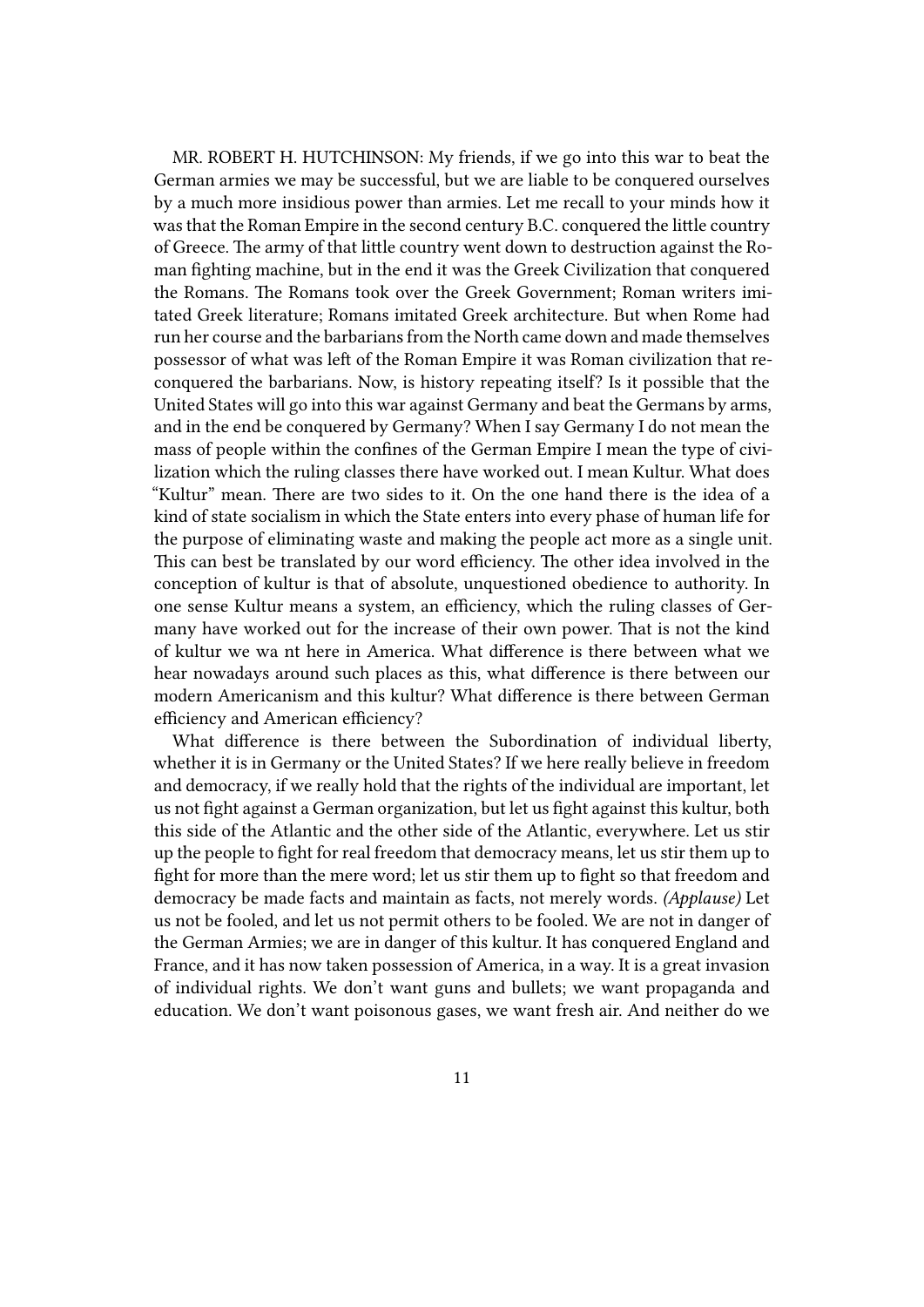MR. ROBERT H. HUTCHINSON: My friends, if we go into this war to beat the German armies we may be successful, but we are liable to be conquered ourselves by a much more insidious power than armies. Let me recall to your minds how it was that the Roman Empire in the second century B.C. conquered the little country of Greece. The army of that little country went down to destruction against the Roman fighting machine, but in the end it was the Greek Civilization that conquered the Romans. The Romans took over the Greek Government; Roman writers imitated Greek literature; Romans imitated Greek architecture. But when Rome had run her course and the barbarians from the North came down and made themselves possessor of what was left of the Roman Empire it was Roman civilization that reconquered the barbarians. Now, is history repeating itself? Is it possible that the United States will go into this war against Germany and beat the Germans by arms, and in the end be conquered by Germany? When I say Germany I do not mean the mass of people within the confines of the German Empire I mean the type of civilization which the ruling classes there have worked out. I mean Kultur. What does "Kultur" mean. There are two sides to it. On the one hand there is the idea of a kind of state socialism in which the State enters into every phase of human life for the purpose of eliminating waste and making the people act more as a single unit. This can best be translated by our word efficiency. The other idea involved in the conception of kultur is that of absolute, unquestioned obedience to authority. In one sense Kultur means a system, an efficiency, which the ruling classes of Germany have worked out for the increase of their own power. That is not the kind of kultur we wa nt here in America. What difference is there between what we hear nowadays around such places as this, what difference is there between our modern Americanism and this kultur? What difference is there between German efficiency and American efficiency?

What difference is there between the Subordination of individual liberty, whether it is in Germany or the United States? If we here really believe in freedom and democracy, if we really hold that the rights of the individual are important, let us not fight against a German organization, but let us fight against this kultur, both this side of the Atlantic and the other side of the Atlantic, everywhere. Let us stir up the people to fight for real freedom that democracy means, let us stir them up to fight for more than the mere word; let us stir them up to fight so that freedom and democracy be made facts and maintain as facts, not merely words. *(Applause)* Let us not be fooled, and let us not permit others to be fooled. We are not in danger of the German Armies; we are in danger of this kultur. It has conquered England and France, and it has now taken possession of America, in a way. It is a great invasion of individual rights. We don't want guns and bullets; we want propaganda and education. We don't want poisonous gases, we want fresh air. And neither do we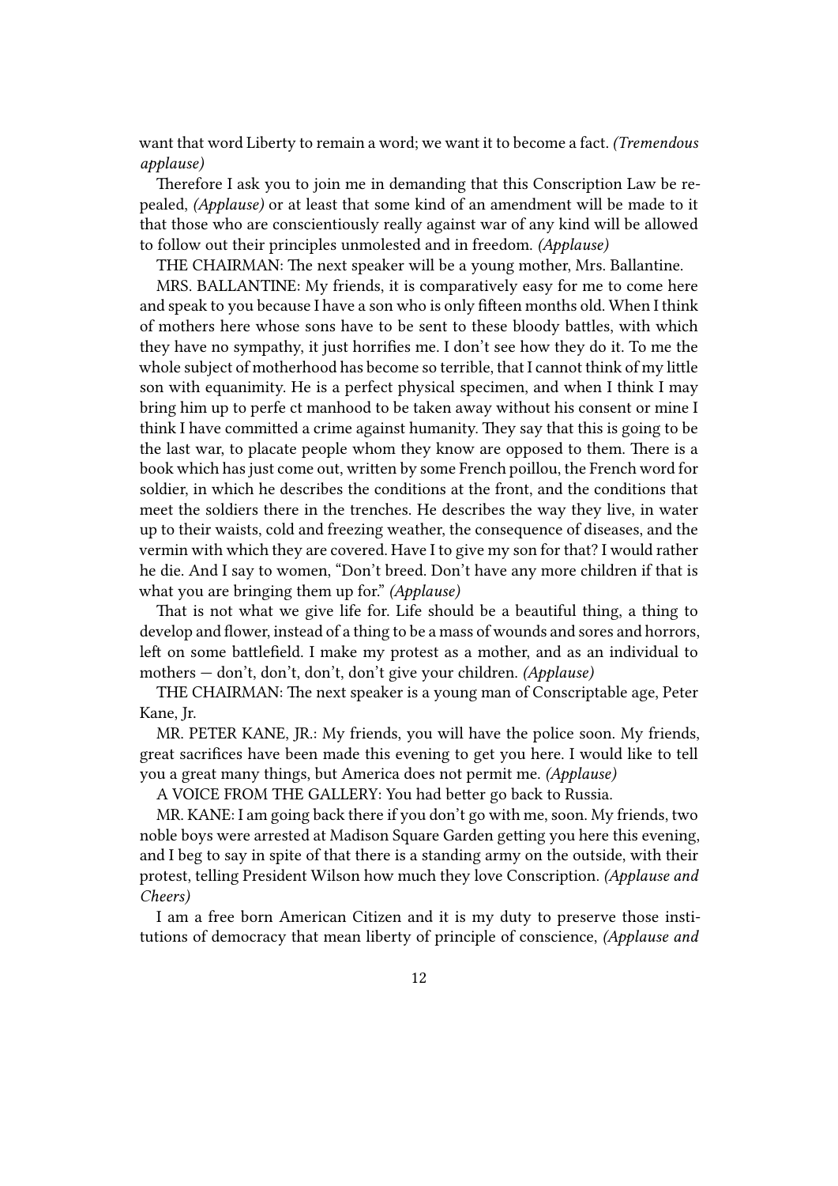want that word Liberty to remain a word; we want it to become a fact. *(Tremendous applause)*

Therefore I ask you to join me in demanding that this Conscription Law be repealed, *(Applause)* or at least that some kind of an amendment will be made to it that those who are conscientiously really against war of any kind will be allowed to follow out their principles unmolested and in freedom. *(Applause)*

THE CHAIRMAN: The next speaker will be a young mother, Mrs. Ballantine.

MRS. BALLANTINE: My friends, it is comparatively easy for me to come here and speak to you because I have a son who is only fifteen months old. When I think of mothers here whose sons have to be sent to these bloody battles, with which they have no sympathy, it just horrifies me. I don't see how they do it. To me the whole subject of motherhood has become so terrible, that I cannot think of my little son with equanimity. He is a perfect physical specimen, and when I think I may bring him up to perfe ct manhood to be taken away without his consent or mine I think I have committed a crime against humanity. They say that this is going to be the last war, to placate people whom they know are opposed to them. There is a book which has just come out, written by some French poillou, the French word for soldier, in which he describes the conditions at the front, and the conditions that meet the soldiers there in the trenches. He describes the way they live, in water up to their waists, cold and freezing weather, the consequence of diseases, and the vermin with which they are covered. Have I to give my son for that? I would rather he die. And I say to women, "Don't breed. Don't have any more children if that is what you are bringing them up for." *(Applause)*

That is not what we give life for. Life should be a beautiful thing, a thing to develop and flower, instead of a thing to be a mass of wounds and sores and horrors, left on some battlefield. I make my protest as a mother, and as an individual to mothers — don't, don't, don't, don't give your children. *(Applause)*

THE CHAIRMAN: The next speaker is a young man of Conscriptable age, Peter Kane, Jr.

MR. PETER KANE, JR.: My friends, you will have the police soon. My friends, great sacrifices have been made this evening to get you here. I would like to tell you a great many things, but America does not permit me. *(Applause)*

A VOICE FROM THE GALLERY: You had better go back to Russia.

MR. KANE: I am going back there if you don't go with me, soon. My friends, two noble boys were arrested at Madison Square Garden getting you here this evening, and I beg to say in spite of that there is a standing army on the outside, with their protest, telling President Wilson how much they love Conscription. *(Applause and Cheers)*

I am a free born American Citizen and it is my duty to preserve those institutions of democracy that mean liberty of principle of conscience, *(Applause and*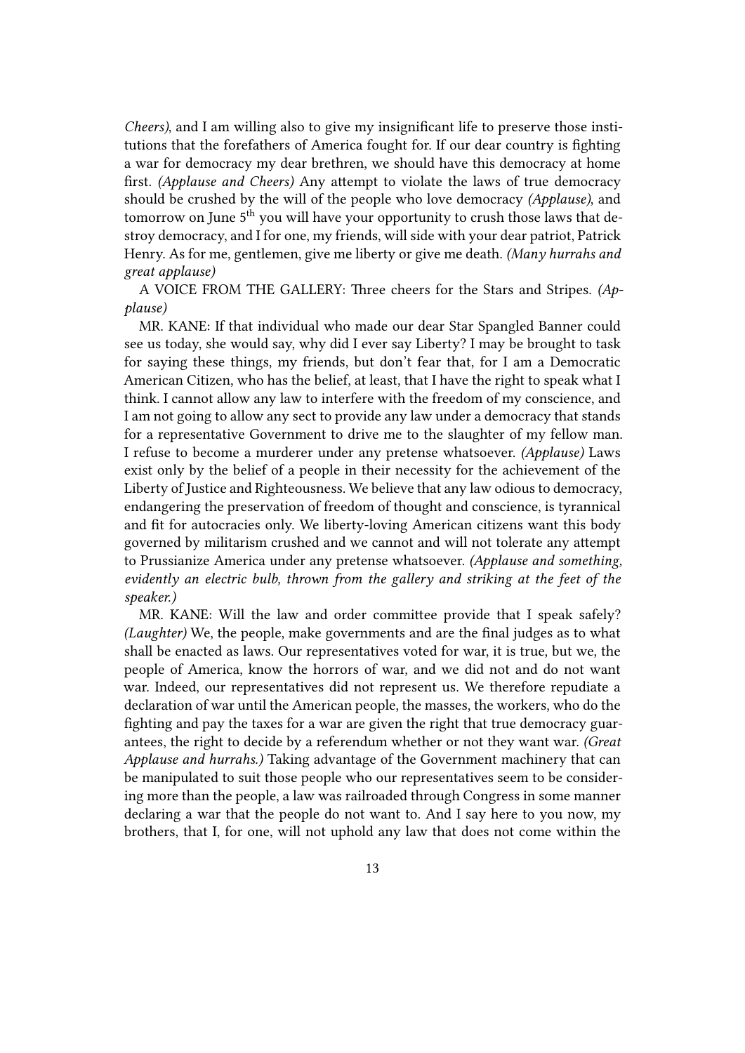*Cheers)*, and I am willing also to give my insignificant life to preserve those institutions that the forefathers of America fought for. If our dear country is fighting a war for democracy my dear brethren, we should have this democracy at home first. *(Applause and Cheers)* Any attempt to violate the laws of true democracy should be crushed by the will of the people who love democracy *(Applause)*, and tomorrow on June 5th you will have your opportunity to crush those laws that destroy democracy, and I for one, my friends, will side with your dear patriot, Patrick Henry. As for me, gentlemen, give me liberty or give me death. *(Many hurrahs and great applause)*

A VOICE FROM THE GALLERY: Three cheers for the Stars and Stripes. *(Applause)*

MR. KANE: If that individual who made our dear Star Spangled Banner could see us today, she would say, why did I ever say Liberty? I may be brought to task for saying these things, my friends, but don't fear that, for I am a Democratic American Citizen, who has the belief, at least, that I have the right to speak what I think. I cannot allow any law to interfere with the freedom of my conscience, and I am not going to allow any sect to provide any law under a democracy that stands for a representative Government to drive me to the slaughter of my fellow man. I refuse to become a murderer under any pretense whatsoever. *(Applause)* Laws exist only by the belief of a people in their necessity for the achievement of the Liberty of Justice and Righteousness. We believe that any law odious to democracy, endangering the preservation of freedom of thought and conscience, is tyrannical and fit for autocracies only. We liberty-loving American citizens want this body governed by militarism crushed and we cannot and will not tolerate any attempt to Prussianize America under any pretense whatsoever. *(Applause and something, evidently an electric bulb, thrown from the gallery and striking at the feet of the speaker.)*

MR. KANE: Will the law and order committee provide that I speak safely? *(Laughter)* We, the people, make governments and are the final judges as to what shall be enacted as laws. Our representatives voted for war, it is true, but we, the people of America, know the horrors of war, and we did not and do not want war. Indeed, our representatives did not represent us. We therefore repudiate a declaration of war until the American people, the masses, the workers, who do the fighting and pay the taxes for a war are given the right that true democracy guarantees, the right to decide by a referendum whether or not they want war. *(Great Applause and hurrahs.)* Taking advantage of the Government machinery that can be manipulated to suit those people who our representatives seem to be considering more than the people, a law was railroaded through Congress in some manner declaring a war that the people do not want to. And I say here to you now, my brothers, that I, for one, will not uphold any law that does not come within the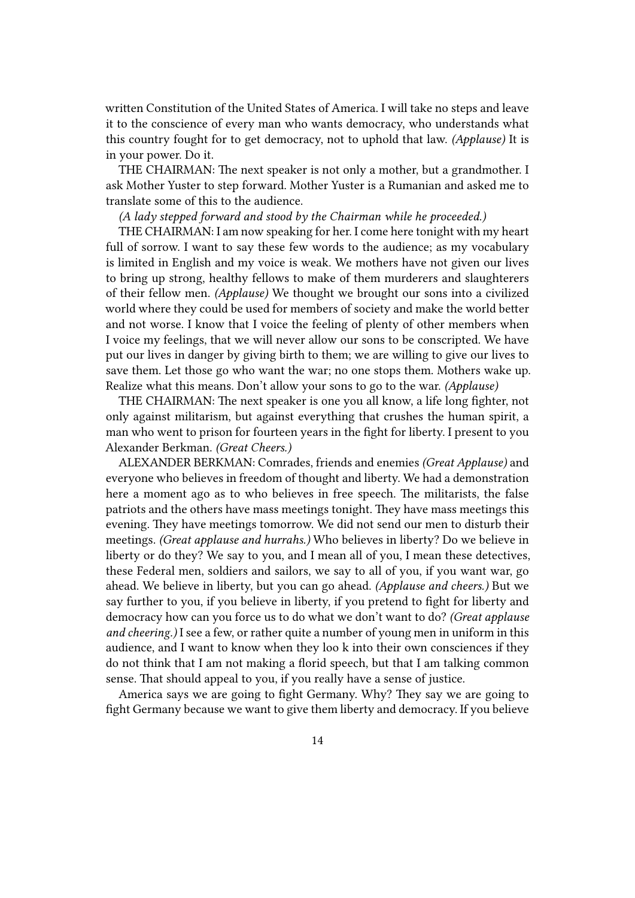written Constitution of the United States of America. I will take no steps and leave it to the conscience of every man who wants democracy, who understands what this country fought for to get democracy, not to uphold that law. *(Applause)* It is in your power. Do it.

THE CHAIRMAN: The next speaker is not only a mother, but a grandmother. I ask Mother Yuster to step forward. Mother Yuster is a Rumanian and asked me to translate some of this to the audience.

*(A lady stepped forward and stood by the Chairman while he proceeded.)*

THE CHAIRMAN: I am now speaking for her. I come here tonight with my heart full of sorrow. I want to say these few words to the audience; as my vocabulary is limited in English and my voice is weak. We mothers have not given our lives to bring up strong, healthy fellows to make of them murderers and slaughterers of their fellow men. *(Applause)* We thought we brought our sons into a civilized world where they could be used for members of society and make the world better and not worse. I know that I voice the feeling of plenty of other members when I voice my feelings, that we will never allow our sons to be conscripted. We have put our lives in danger by giving birth to them; we are willing to give our lives to save them. Let those go who want the war; no one stops them. Mothers wake up. Realize what this means. Don't allow your sons to go to the war. *(Applause)*

THE CHAIRMAN: The next speaker is one you all know, a life long fighter, not only against militarism, but against everything that crushes the human spirit, a man who went to prison for fourteen years in the fight for liberty. I present to you Alexander Berkman. *(Great Cheers.)*

ALEXANDER BERKMAN: Comrades, friends and enemies *(Great Applause)* and everyone who believes in freedom of thought and liberty. We had a demonstration here a moment ago as to who believes in free speech. The militarists, the false patriots and the others have mass meetings tonight. They have mass meetings this evening. They have meetings tomorrow. We did not send our men to disturb their meetings. *(Great applause and hurrahs.)* Who believes in liberty? Do we believe in liberty or do they? We say to you, and I mean all of you, I mean these detectives, these Federal men, soldiers and sailors, we say to all of you, if you want war, go ahead. We believe in liberty, but you can go ahead. *(Applause and cheers.)* But we say further to you, if you believe in liberty, if you pretend to fight for liberty and democracy how can you force us to do what we don't want to do? *(Great applause and cheering.)* I see a few, or rather quite a number of young men in uniform in this audience, and I want to know when they loo k into their own consciences if they do not think that I am not making a florid speech, but that I am talking common sense. That should appeal to you, if you really have a sense of justice.

America says we are going to fight Germany. Why? They say we are going to fight Germany because we want to give them liberty and democracy. If you believe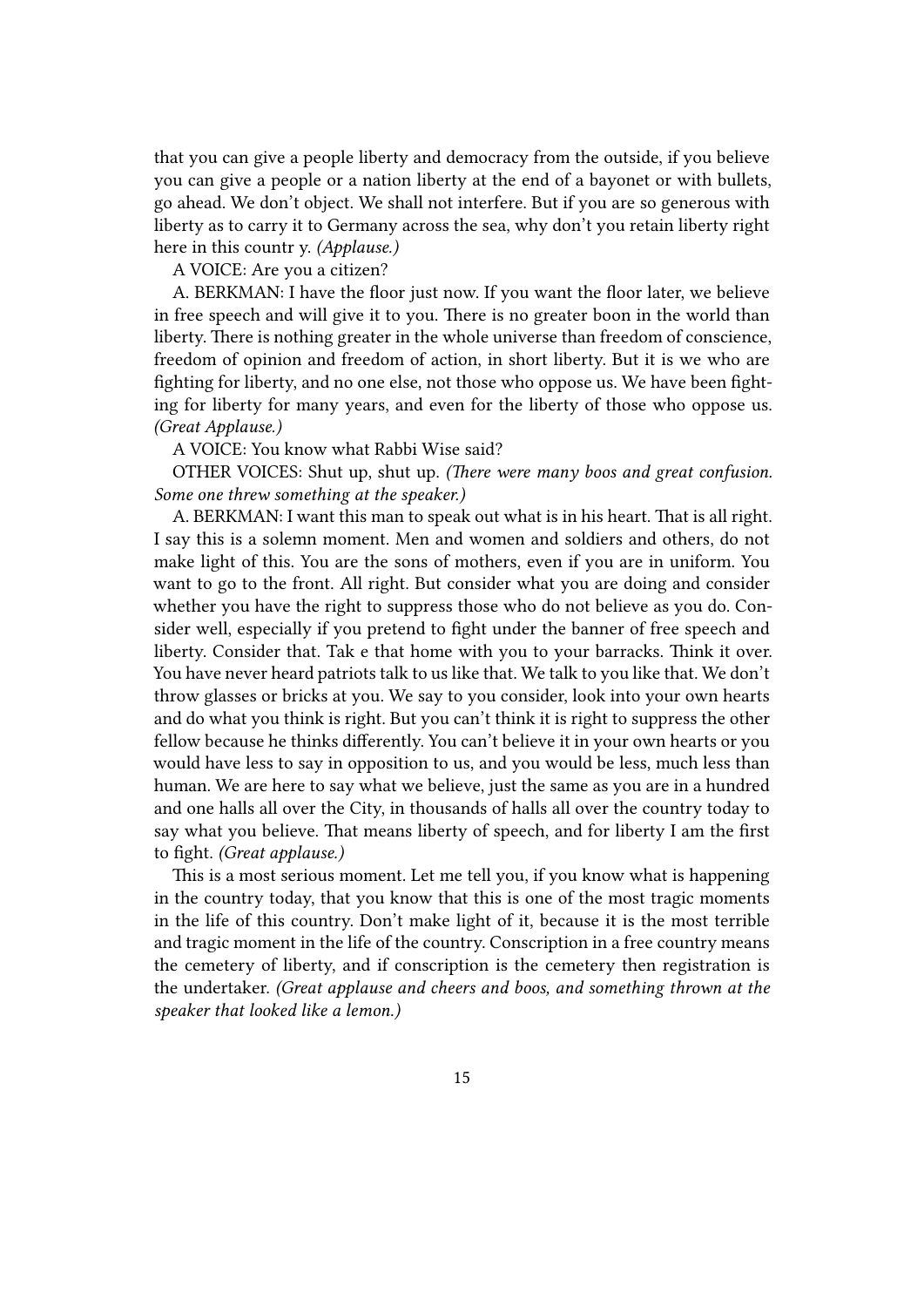that you can give a people liberty and democracy from the outside, if you believe you can give a people or a nation liberty at the end of a bayonet or with bullets, go ahead. We don't object. We shall not interfere. But if you are so generous with liberty as to carry it to Germany across the sea, why don't you retain liberty right here in this countr y. *(Applause.)*

A VOICE: Are you a citizen?

A. BERKMAN: I have the floor just now. If you want the floor later, we believe in free speech and will give it to you. There is no greater boon in the world than liberty. There is nothing greater in the whole universe than freedom of conscience, freedom of opinion and freedom of action, in short liberty. But it is we who are fighting for liberty, and no one else, not those who oppose us. We have been fighting for liberty for many years, and even for the liberty of those who oppose us. *(Great Applause.)*

A VOICE: You know what Rabbi Wise said?

OTHER VOICES: Shut up, shut up. *(There were many boos and great confusion. Some one threw something at the speaker.)*

A. BERKMAN: I want this man to speak out what is in his heart. That is all right. I say this is a solemn moment. Men and women and soldiers and others, do not make light of this. You are the sons of mothers, even if you are in uniform. You want to go to the front. All right. But consider what you are doing and consider whether you have the right to suppress those who do not believe as you do. Consider well, especially if you pretend to fight under the banner of free speech and liberty. Consider that. Tak e that home with you to your barracks. Think it over. You have never heard patriots talk to us like that. We talk to you like that. We don't throw glasses or bricks at you. We say to you consider, look into your own hearts and do what you think is right. But you can't think it is right to suppress the other fellow because he thinks differently. You can't believe it in your own hearts or you would have less to say in opposition to us, and you would be less, much less than human. We are here to say what we believe, just the same as you are in a hundred and one halls all over the City, in thousands of halls all over the country today to say what you believe. That means liberty of speech, and for liberty I am the first to fight. *(Great applause.)*

This is a most serious moment. Let me tell you, if you know what is happening in the country today, that you know that this is one of the most tragic moments in the life of this country. Don't make light of it, because it is the most terrible and tragic moment in the life of the country. Conscription in a free country means the cemetery of liberty, and if conscription is the cemetery then registration is the undertaker. *(Great applause and cheers and boos, and something thrown at the speaker that looked like a lemon.)*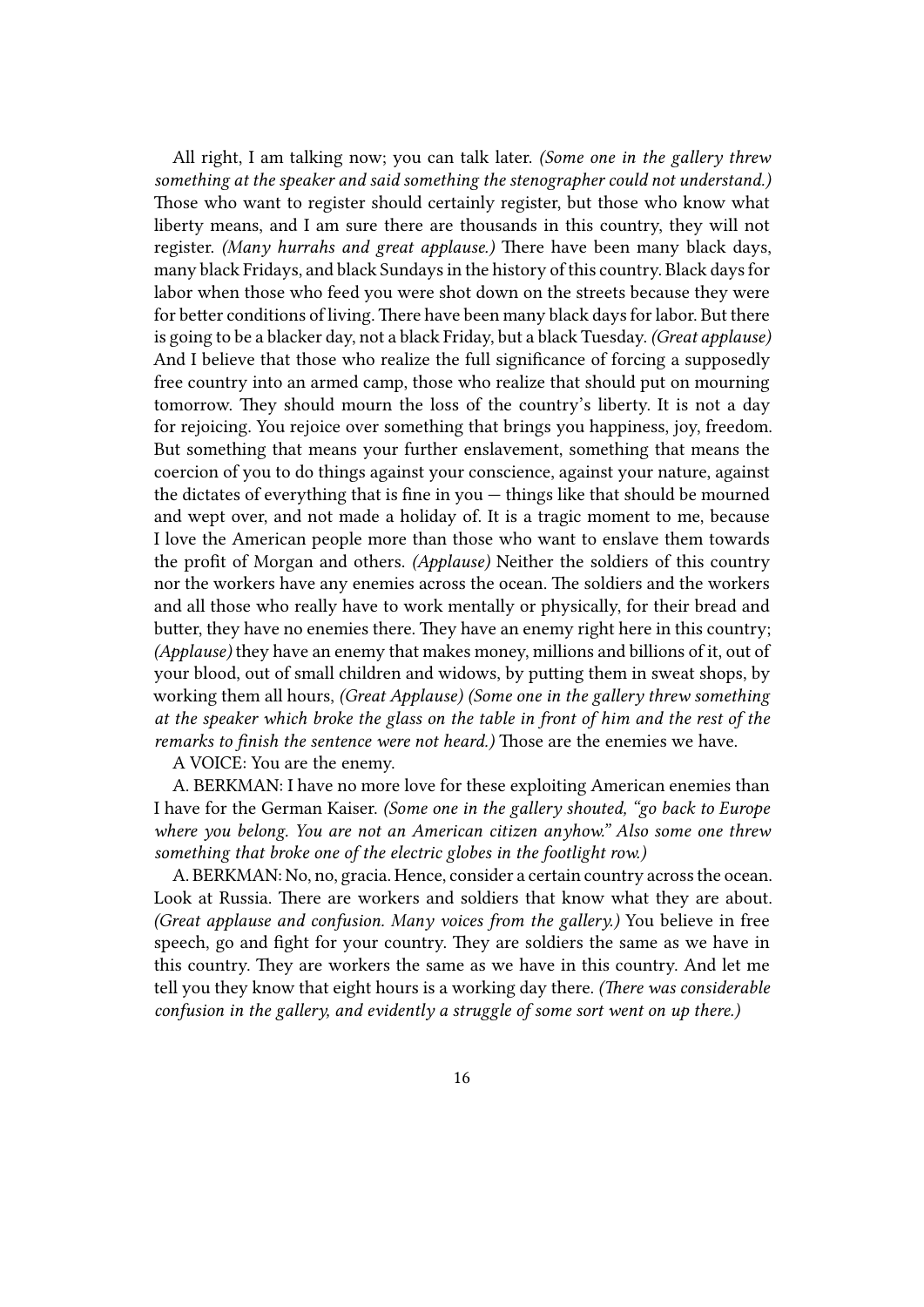All right, I am talking now; you can talk later. *(Some one in the gallery threw something at the speaker and said something the stenographer could not understand.)* Those who want to register should certainly register, but those who know what liberty means, and I am sure there are thousands in this country, they will not register. *(Many hurrahs and great applause.)* There have been many black days, many black Fridays, and black Sundays in the history of this country. Black days for labor when those who feed you were shot down on the streets because they were for better conditions of living. There have been many black days for labor. But there is going to be a blacker day, not a black Friday, but a black Tuesday. *(Great applause)* And I believe that those who realize the full significance of forcing a supposedly free country into an armed camp, those who realize that should put on mourning tomorrow. They should mourn the loss of the country's liberty. It is not a day for rejoicing. You rejoice over something that brings you happiness, joy, freedom. But something that means your further enslavement, something that means the coercion of you to do things against your conscience, against your nature, against the dictates of everything that is fine in you — things like that should be mourned and wept over, and not made a holiday of. It is a tragic moment to me, because I love the American people more than those who want to enslave them towards the profit of Morgan and others. *(Applause)* Neither the soldiers of this country nor the workers have any enemies across the ocean. The soldiers and the workers and all those who really have to work mentally or physically, for their bread and butter, they have no enemies there. They have an enemy right here in this country; *(Applause)* they have an enemy that makes money, millions and billions of it, out of your blood, out of small children and widows, by putting them in sweat shops, by working them all hours, *(Great Applause) (Some one in the gallery threw something at the speaker which broke the glass on the table in front of him and the rest of the remarks to finish the sentence were not heard.)* Those are the enemies we have.

A VOICE: You are the enemy.

A. BERKMAN: I have no more love for these exploiting American enemies than I have for the German Kaiser. *(Some one in the gallery shouted, "go back to Europe where you belong. You are not an American citizen anyhow." Also some one threw something that broke one of the electric globes in the footlight row.)*

A. BERKMAN: No, no, gracia. Hence, consider a certain country across the ocean. Look at Russia. There are workers and soldiers that know what they are about. *(Great applause and confusion. Many voices from the gallery.)* You believe in free speech, go and fight for your country. They are soldiers the same as we have in this country. They are workers the same as we have in this country. And let me tell you they know that eight hours is a working day there. *(There was considerable confusion in the gallery, and evidently a struggle of some sort went on up there.)*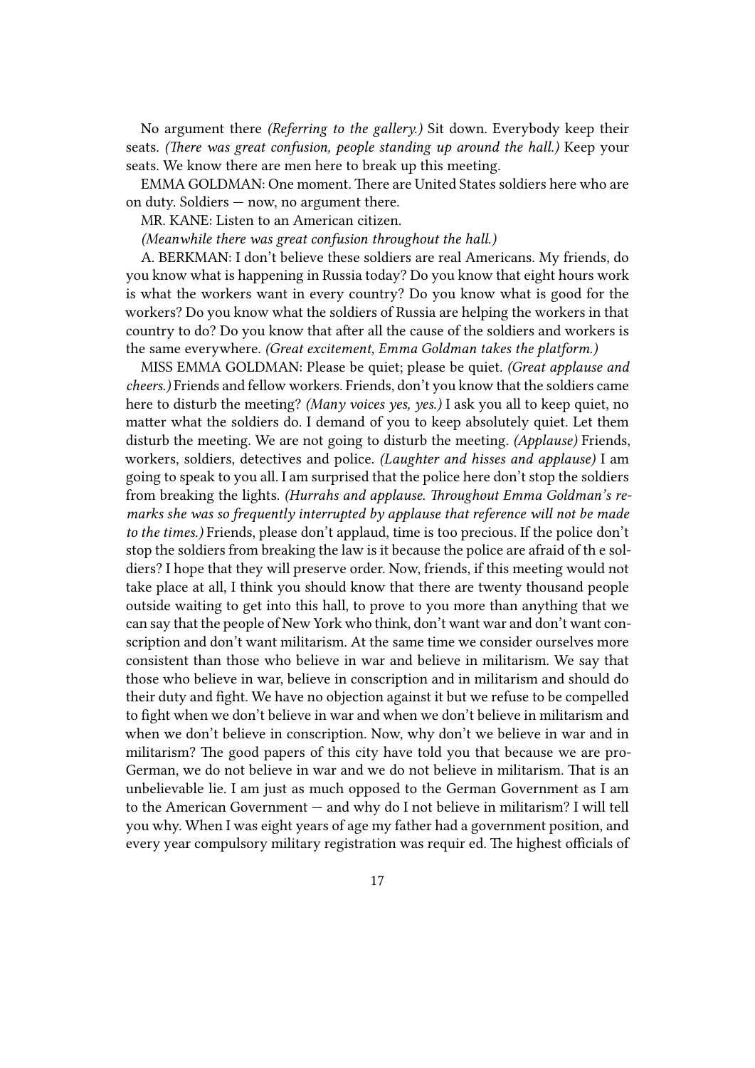No argument there *(Referring to the gallery.)* Sit down. Everybody keep their seats. *(There was great confusion, people standing up around the hall.)* Keep your seats. We know there are men here to break up this meeting.

EMMA GOLDMAN: One moment. There are United States soldiers here who are on duty. Soldiers — now, no argument there.

MR. KANE: Listen to an American citizen.

*(Meanwhile there was great confusion throughout the hall.)*

A. BERKMAN: I don't believe these soldiers are real Americans. My friends, do you know what is happening in Russia today? Do you know that eight hours work is what the workers want in every country? Do you know what is good for the workers? Do you know what the soldiers of Russia are helping the workers in that country to do? Do you know that after all the cause of the soldiers and workers is the same everywhere. *(Great excitement, Emma Goldman takes the platform.)*

MISS EMMA GOLDMAN: Please be quiet; please be quiet. *(Great applause and cheers.)* Friends and fellow workers. Friends, don't you know that the soldiers came here to disturb the meeting? *(Many voices yes, yes.)* I ask you all to keep quiet, no matter what the soldiers do. I demand of you to keep absolutely quiet. Let them disturb the meeting. We are not going to disturb the meeting. *(Applause)* Friends, workers, soldiers, detectives and police. *(Laughter and hisses and applause)* I am going to speak to you all. I am surprised that the police here don't stop the soldiers from breaking the lights. *(Hurrahs and applause. Throughout Emma Goldman's remarks she was so frequently interrupted by applause that reference will not be made to the times.)* Friends, please don't applaud, time is too precious. If the police don't stop the soldiers from breaking the law is it because the police are afraid of th e soldiers? I hope that they will preserve order. Now, friends, if this meeting would not take place at all, I think you should know that there are twenty thousand people outside waiting to get into this hall, to prove to you more than anything that we can say that the people of New York who think, don't want war and don't want conscription and don't want militarism. At the same time we consider ourselves more consistent than those who believe in war and believe in militarism. We say that those who believe in war, believe in conscription and in militarism and should do their duty and fight. We have no objection against it but we refuse to be compelled to fight when we don't believe in war and when we don't believe in militarism and when we don't believe in conscription. Now, why don't we believe in war and in militarism? The good papers of this city have told you that because we are pro-German, we do not believe in war and we do not believe in militarism. That is an unbelievable lie. I am just as much opposed to the German Government as I am to the American Government — and why do I not believe in militarism? I will tell you why. When I was eight years of age my father had a government position, and every year compulsory military registration was requir ed. The highest officials of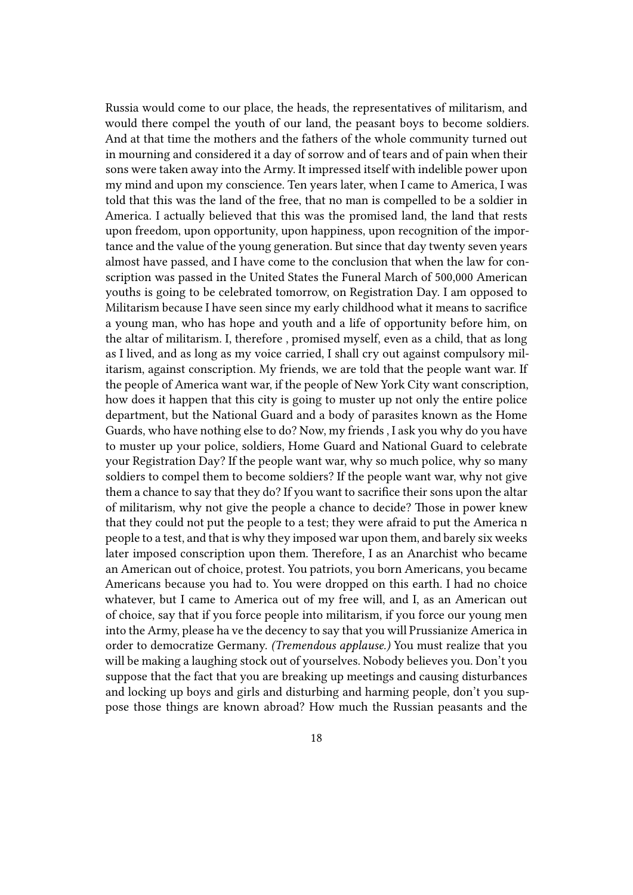Russia would come to our place, the heads, the representatives of militarism, and would there compel the youth of our land, the peasant boys to become soldiers. And at that time the mothers and the fathers of the whole community turned out in mourning and considered it a day of sorrow and of tears and of pain when their sons were taken away into the Army. It impressed itself with indelible power upon my mind and upon my conscience. Ten years later, when I came to America, I was told that this was the land of the free, that no man is compelled to be a soldier in America. I actually believed that this was the promised land, the land that rests upon freedom, upon opportunity, upon happiness, upon recognition of the importance and the value of the young generation. But since that day twenty seven years almost have passed, and I have come to the conclusion that when the law for conscription was passed in the United States the Funeral March of 500,000 American youths is going to be celebrated tomorrow, on Registration Day. I am opposed to Militarism because I have seen since my early childhood what it means to sacrifice a young man, who has hope and youth and a life of opportunity before him, on the altar of militarism. I, therefore , promised myself, even as a child, that as long as I lived, and as long as my voice carried, I shall cry out against compulsory militarism, against conscription. My friends, we are told that the people want war. If the people of America want war, if the people of New York City want conscription, how does it happen that this city is going to muster up not only the entire police department, but the National Guard and a body of parasites known as the Home Guards, who have nothing else to do? Now, my friends , I ask you why do you have to muster up your police, soldiers, Home Guard and National Guard to celebrate your Registration Day? If the people want war, why so much police, why so many soldiers to compel them to become soldiers? If the people want war, why not give them a chance to say that they do? If you want to sacrifice their sons upon the altar of militarism, why not give the people a chance to decide? Those in power knew that they could not put the people to a test; they were afraid to put the America n people to a test, and that is why they imposed war upon them, and barely six weeks later imposed conscription upon them. Therefore, I as an Anarchist who became an American out of choice, protest. You patriots, you born Americans, you became Americans because you had to. You were dropped on this earth. I had no choice whatever, but I came to America out of my free will, and I, as an American out of choice, say that if you force people into militarism, if you force our young men into the Army, please ha ve the decency to say that you will Prussianize America in order to democratize Germany. *(Tremendous applause.)* You must realize that you will be making a laughing stock out of yourselves. Nobody believes you. Don't you suppose that the fact that you are breaking up meetings and causing disturbances and locking up boys and girls and disturbing and harming people, don't you suppose those things are known abroad? How much the Russian peasants and the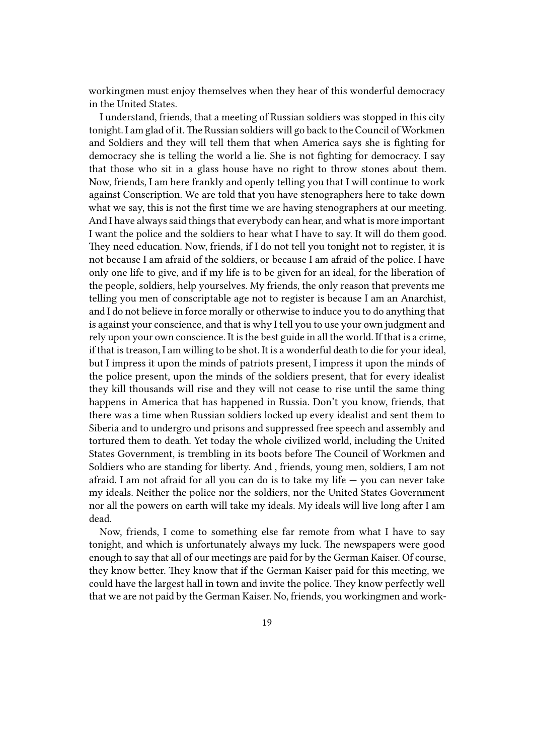workingmen must enjoy themselves when they hear of this wonderful democracy in the United States.

I understand, friends, that a meeting of Russian soldiers was stopped in this city tonight. I am glad of it. The Russian soldiers will go back to the Council of Workmen and Soldiers and they will tell them that when America says she is fighting for democracy she is telling the world a lie. She is not fighting for democracy. I say that those who sit in a glass house have no right to throw stones about them. Now, friends, I am here frankly and openly telling you that I will continue to work against Conscription. We are told that you have stenographers here to take down what we say, this is not the first time we are having stenographers at our meeting. And I have always said things that everybody can hear, and what is more important I want the police and the soldiers to hear what I have to say. It will do them good. They need education. Now, friends, if I do not tell you tonight not to register, it is not because I am afraid of the soldiers, or because I am afraid of the police. I have only one life to give, and if my life is to be given for an ideal, for the liberation of the people, soldiers, help yourselves. My friends, the only reason that prevents me telling you men of conscriptable age not to register is because I am an Anarchist, and I do not believe in force morally or otherwise to induce you to do anything that is against your conscience, and that is why I tell you to use your own judgment and rely upon your own conscience. It is the best guide in all the world. If that is a crime, if that is treason, I am willing to be shot. It is a wonderful death to die for your ideal, but I impress it upon the minds of patriots present, I impress it upon the minds of the police present, upon the minds of the soldiers present, that for every idealist they kill thousands will rise and they will not cease to rise until the same thing happens in America that has happened in Russia. Don't you know, friends, that there was a time when Russian soldiers locked up every idealist and sent them to Siberia and to undergro und prisons and suppressed free speech and assembly and tortured them to death. Yet today the whole civilized world, including the United States Government, is trembling in its boots before The Council of Workmen and Soldiers who are standing for liberty. And , friends, young men, soldiers, I am not afraid. I am not afraid for all you can do is to take my life — you can never take my ideals. Neither the police nor the soldiers, nor the United States Government nor all the powers on earth will take my ideals. My ideals will live long after I am dead.

Now, friends, I come to something else far remote from what I have to say tonight, and which is unfortunately always my luck. The newspapers were good enough to say that all of our meetings are paid for by the German Kaiser. Of course, they know better. They know that if the German Kaiser paid for this meeting, we could have the largest hall in town and invite the police. They know perfectly well that we are not paid by the German Kaiser. No, friends, you workingmen and work-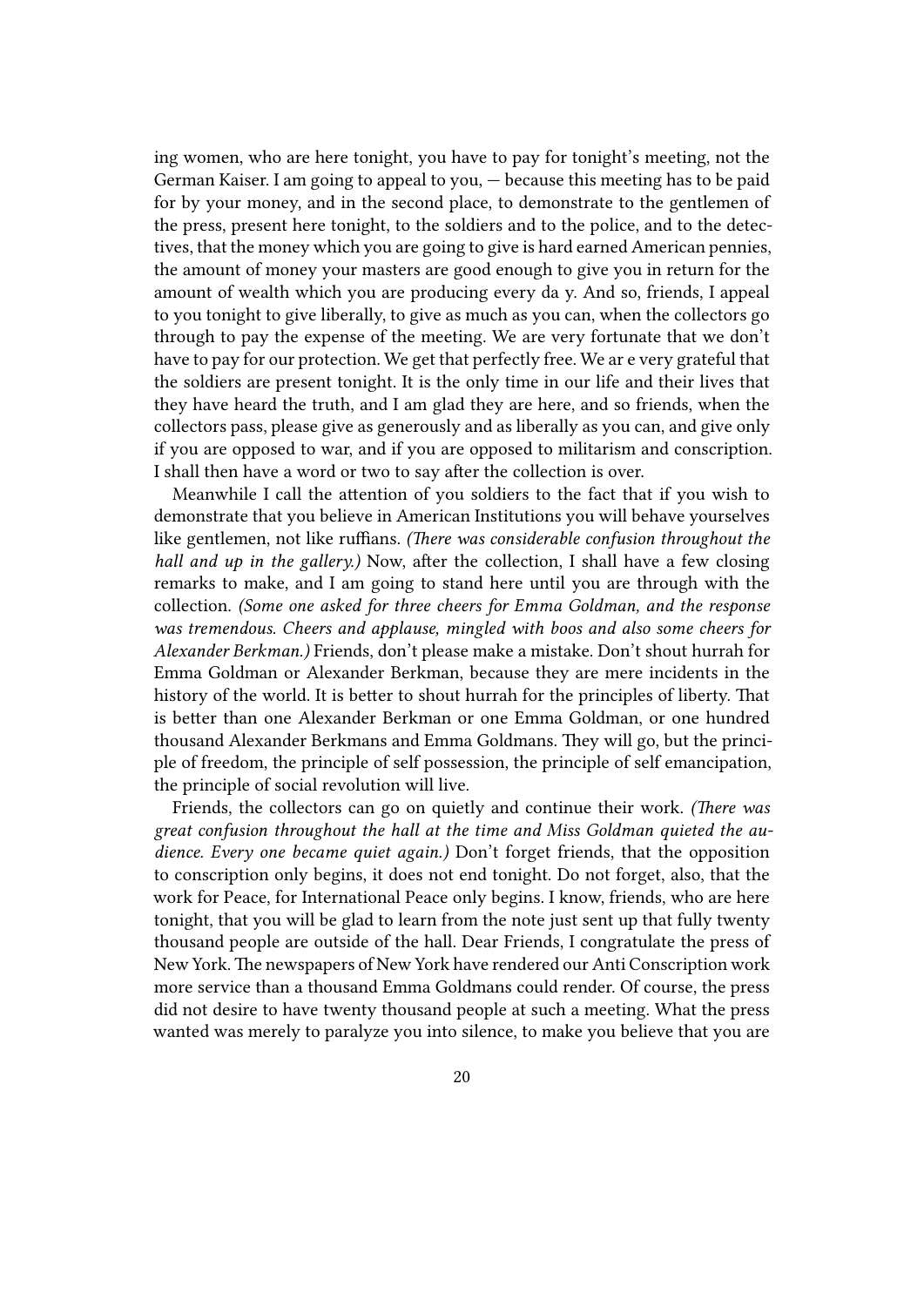ing women, who are here tonight, you have to pay for tonight's meeting, not the German Kaiser. I am going to appeal to you, — because this meeting has to be paid for by your money, and in the second place, to demonstrate to the gentlemen of the press, present here tonight, to the soldiers and to the police, and to the detectives, that the money which you are going to give is hard earned American pennies, the amount of money your masters are good enough to give you in return for the amount of wealth which you are producing every da y. And so, friends, I appeal to you tonight to give liberally, to give as much as you can, when the collectors go through to pay the expense of the meeting. We are very fortunate that we don't have to pay for our protection. We get that perfectly free. We ar e very grateful that the soldiers are present tonight. It is the only time in our life and their lives that they have heard the truth, and I am glad they are here, and so friends, when the collectors pass, please give as generously and as liberally as you can, and give only if you are opposed to war, and if you are opposed to militarism and conscription. I shall then have a word or two to say after the collection is over.

Meanwhile I call the attention of you soldiers to the fact that if you wish to demonstrate that you believe in American Institutions you will behave yourselves like gentlemen, not like ruffians. *(There was considerable confusion throughout the hall and up in the gallery.)* Now, after the collection, I shall have a few closing remarks to make, and I am going to stand here until you are through with the collection. *(Some one asked for three cheers for Emma Goldman, and the response was tremendous. Cheers and applause, mingled with boos and also some cheers for Alexander Berkman.)* Friends, don't please make a mistake. Don't shout hurrah for Emma Goldman or Alexander Berkman, because they are mere incidents in the history of the world. It is better to shout hurrah for the principles of liberty. That is better than one Alexander Berkman or one Emma Goldman, or one hundred thousand Alexander Berkmans and Emma Goldmans. They will go, but the principle of freedom, the principle of self possession, the principle of self emancipation, the principle of social revolution will live.

Friends, the collectors can go on quietly and continue their work. *(There was great confusion throughout the hall at the time and Miss Goldman quieted the audience. Every one became quiet again.)* Don't forget friends, that the opposition to conscription only begins, it does not end tonight. Do not forget, also, that the work for Peace, for International Peace only begins. I know, friends, who are here tonight, that you will be glad to learn from the note just sent up that fully twenty thousand people are outside of the hall. Dear Friends, I congratulate the press of New York. The newspapers of New York have rendered our Anti Conscription work more service than a thousand Emma Goldmans could render. Of course, the press did not desire to have twenty thousand people at such a meeting. What the press wanted was merely to paralyze you into silence, to make you believe that you are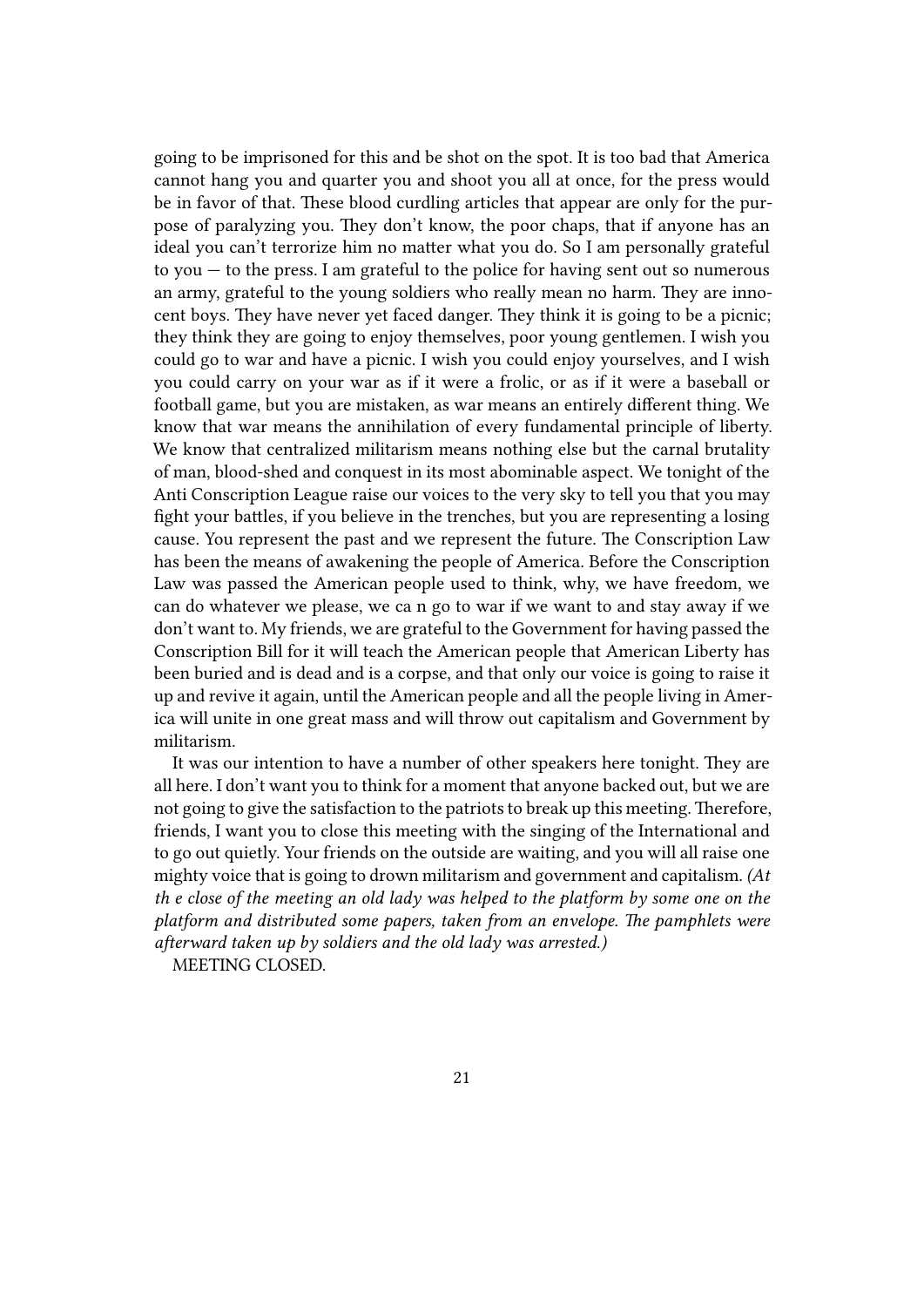going to be imprisoned for this and be shot on the spot. It is too bad that America cannot hang you and quarter you and shoot you all at once, for the press would be in favor of that. These blood curdling articles that appear are only for the purpose of paralyzing you. They don't know, the poor chaps, that if anyone has an ideal you can't terrorize him no matter what you do. So I am personally grateful to you — to the press. I am grateful to the police for having sent out so numerous an army, grateful to the young soldiers who really mean no harm. They are innocent boys. They have never yet faced danger. They think it is going to be a picnic; they think they are going to enjoy themselves, poor young gentlemen. I wish you could go to war and have a picnic. I wish you could enjoy yourselves, and I wish you could carry on your war as if it were a frolic, or as if it were a baseball or football game, but you are mistaken, as war means an entirely different thing. We know that war means the annihilation of every fundamental principle of liberty. We know that centralized militarism means nothing else but the carnal brutality of man, blood-shed and conquest in its most abominable aspect. We tonight of the Anti Conscription League raise our voices to the very sky to tell you that you may fight your battles, if you believe in the trenches, but you are representing a losing cause. You represent the past and we represent the future. The Conscription Law has been the means of awakening the people of America. Before the Conscription Law was passed the American people used to think, why, we have freedom, we can do whatever we please, we ca n go to war if we want to and stay away if we don't want to. My friends, we are grateful to the Government for having passed the Conscription Bill for it will teach the American people that American Liberty has been buried and is dead and is a corpse, and that only our voice is going to raise it up and revive it again, until the American people and all the people living in America will unite in one great mass and will throw out capitalism and Government by militarism.

It was our intention to have a number of other speakers here tonight. They are all here. I don't want you to think for a moment that anyone backed out, but we are not going to give the satisfaction to the patriots to break up this meeting. Therefore, friends, I want you to close this meeting with the singing of the International and to go out quietly. Your friends on the outside are waiting, and you will all raise one mighty voice that is going to drown militarism and government and capitalism. *(At th e close of the meeting an old lady was helped to the platform by some one on the platform and distributed some papers, taken from an envelope. The pamphlets were afterward taken up by soldiers and the old lady was arrested.)*

MEETING CLOSED.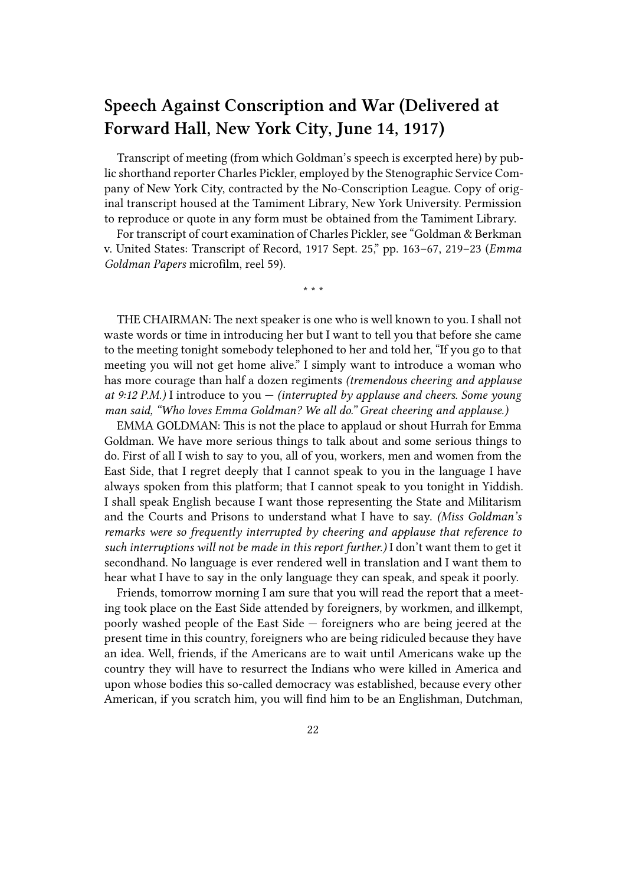## Speech Against Conscription and War (Delivered at Forward Hall, New York City, June 14, 1917)

Transcript of meeting (from which Goldman's speech is excerpted here) by public shorthand reporter Charles Pickler, employed by the Stenographic Service Company of New York City, contracted by the No-Conscription League. Copy of original transcript housed at the Tamiment Library, New York University. Permission to reproduce or quote in any form must be obtained from the Tamiment Library.

For transcript of court examination of Charles Pickler, see "Goldman & Berkman v. United States: Transcript of Record, 1917 Sept. 25," pp. 163–67, 219–23 (*Emma Goldman Papers* microfilm, reel 59).

\* \* \*

THE CHAIRMAN: The next speaker is one who is well known to you. I shall not waste words or time in introducing her but I want to tell you that before she came to the meeting tonight somebody telephoned to her and told her, "If you go to that meeting you will not get home alive." I simply want to introduce a woman who has more courage than half a dozen regiments *(tremendous cheering and applause at 9:12 P.M.)* I introduce to you — *(interrupted by applause and cheers. Some young man said, "Who loves Emma Goldman? We all do." Great cheering and applause.)*

EMMA GOLDMAN: This is not the place to applaud or shout Hurrah for Emma Goldman. We have more serious things to talk about and some serious things to do. First of all I wish to say to you, all of you, workers, men and women from the East Side, that I regret deeply that I cannot speak to you in the language I have always spoken from this platform; that I cannot speak to you tonight in Yiddish. I shall speak English because I want those representing the State and Militarism and the Courts and Prisons to understand what I have to say. *(Miss Goldman's remarks were so frequently interrupted by cheering and applause that reference to such interruptions will not be made in this report further.)* I don't want them to get it secondhand. No language is ever rendered well in translation and I want them to hear what I have to say in the only language they can speak, and speak it poorly.

Friends, tomorrow morning I am sure that you will read the report that a meeting took place on the East Side attended by foreigners, by workmen, and illkempt, poorly washed people of the East Side — foreigners who are being jeered at the present time in this country, foreigners who are being ridiculed because they have an idea. Well, friends, if the Americans are to wait until Americans wake up the country they will have to resurrect the Indians who were killed in America and upon whose bodies this so-called democracy was established, because every other American, if you scratch him, you will find him to be an Englishman, Dutchman,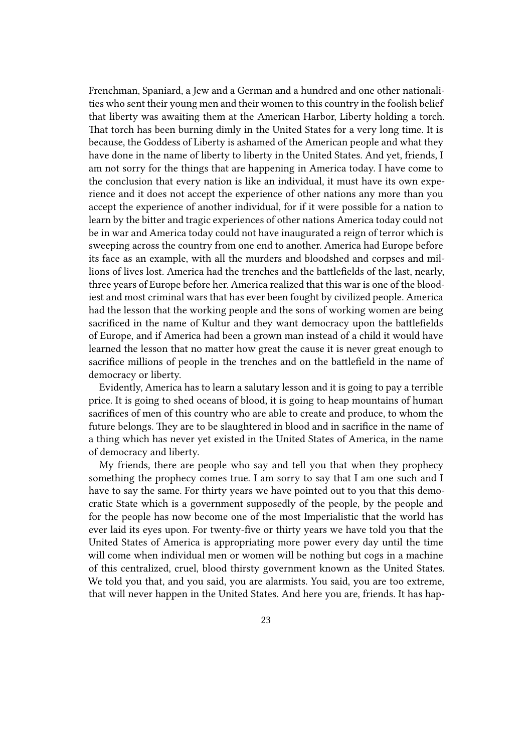Frenchman, Spaniard, a Jew and a German and a hundred and one other nationalities who sent their young men and their women to this country in the foolish belief that liberty was awaiting them at the American Harbor, Liberty holding a torch. That torch has been burning dimly in the United States for a very long time. It is because, the Goddess of Liberty is ashamed of the American people and what they have done in the name of liberty to liberty in the United States. And yet, friends, I am not sorry for the things that are happening in America today. I have come to the conclusion that every nation is like an individual, it must have its own experience and it does not accept the experience of other nations any more than you accept the experience of another individual, for if it were possible for a nation to learn by the bitter and tragic experiences of other nations America today could not be in war and America today could not have inaugurated a reign of terror which is sweeping across the country from one end to another. America had Europe before its face as an example, with all the murders and bloodshed and corpses and millions of lives lost. America had the trenches and the battlefields of the last, nearly, three years of Europe before her. America realized that this war is one of the bloodiest and most criminal wars that has ever been fought by civilized people. America had the lesson that the working people and the sons of working women are being sacrificed in the name of Kultur and they want democracy upon the battlefields of Europe, and if America had been a grown man instead of a child it would have learned the lesson that no matter how great the cause it is never great enough to sacrifice millions of people in the trenches and on the battlefield in the name of democracy or liberty.

Evidently, America has to learn a salutary lesson and it is going to pay a terrible price. It is going to shed oceans of blood, it is going to heap mountains of human sacrifices of men of this country who are able to create and produce, to whom the future belongs. They are to be slaughtered in blood and in sacrifice in the name of a thing which has never yet existed in the United States of America, in the name of democracy and liberty.

My friends, there are people who say and tell you that when they prophecy something the prophecy comes true. I am sorry to say that I am one such and I have to say the same. For thirty years we have pointed out to you that this democratic State which is a government supposedly of the people, by the people and for the people has now become one of the most Imperialistic that the world has ever laid its eyes upon. For twenty-five or thirty years we have told you that the United States of America is appropriating more power every day until the time will come when individual men or women will be nothing but cogs in a machine of this centralized, cruel, blood thirsty government known as the United States. We told you that, and you said, you are alarmists. You said, you are too extreme, that will never happen in the United States. And here you are, friends. It has hap-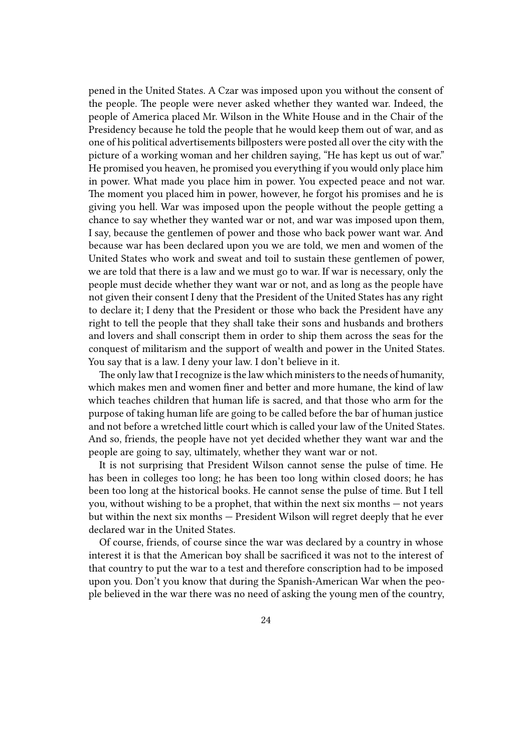pened in the United States. A Czar was imposed upon you without the consent of the people. The people were never asked whether they wanted war. Indeed, the people of America placed Mr. Wilson in the White House and in the Chair of the Presidency because he told the people that he would keep them out of war, and as one of his political advertisements billposters were posted all over the city with the picture of a working woman and her children saying, "He has kept us out of war." He promised you heaven, he promised you everything if you would only place him in power. What made you place him in power. You expected peace and not war. The moment you placed him in power, however, he forgot his promises and he is giving you hell. War was imposed upon the people without the people getting a chance to say whether they wanted war or not, and war was imposed upon them, I say, because the gentlemen of power and those who back power want war. And because war has been declared upon you we are told, we men and women of the United States who work and sweat and toil to sustain these gentlemen of power, we are told that there is a law and we must go to war. If war is necessary, only the people must decide whether they want war or not, and as long as the people have not given their consent I deny that the President of the United States has any right to declare it; I deny that the President or those who back the President have any right to tell the people that they shall take their sons and husbands and brothers and lovers and shall conscript them in order to ship them across the seas for the conquest of militarism and the support of wealth and power in the United States. You say that is a law. I deny your law. I don't believe in it.

The only law that I recognize is the law which ministers to the needs of humanity, which makes men and women finer and better and more humane, the kind of law which teaches children that human life is sacred, and that those who arm for the purpose of taking human life are going to be called before the bar of human justice and not before a wretched little court which is called your law of the United States. And so, friends, the people have not yet decided whether they want war and the people are going to say, ultimately, whether they want war or not.

It is not surprising that President Wilson cannot sense the pulse of time. He has been in colleges too long; he has been too long within closed doors; he has been too long at the historical books. He cannot sense the pulse of time. But I tell you, without wishing to be a prophet, that within the next six months — not years but within the next six months — President Wilson will regret deeply that he ever declared war in the United States.

Of course, friends, of course since the war was declared by a country in whose interest it is that the American boy shall be sacrificed it was not to the interest of that country to put the war to a test and therefore conscription had to be imposed upon you. Don't you know that during the Spanish-American War when the people believed in the war there was no need of asking the young men of the country,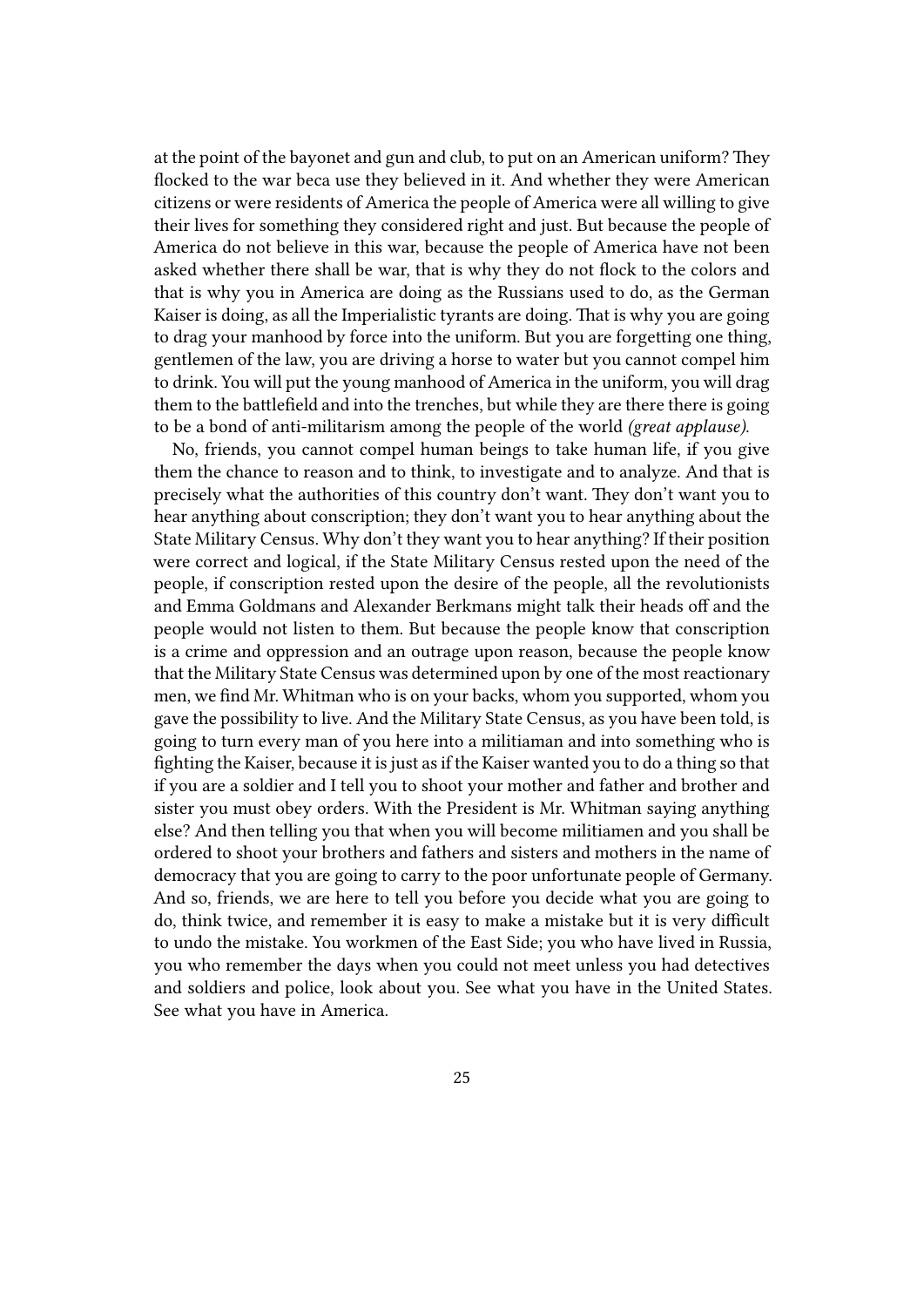at the point of the bayonet and gun and club, to put on an American uniform? They flocked to the war beca use they believed in it. And whether they were American citizens or were residents of America the people of America were all willing to give their lives for something they considered right and just. But because the people of America do not believe in this war, because the people of America have not been asked whether there shall be war, that is why they do not flock to the colors and that is why you in America are doing as the Russians used to do, as the German Kaiser is doing, as all the Imperialistic tyrants are doing. That is why you are going to drag your manhood by force into the uniform. But you are forgetting one thing, gentlemen of the law, you are driving a horse to water but you cannot compel him to drink. You will put the young manhood of America in the uniform, you will drag them to the battlefield and into the trenches, but while they are there there is going to be a bond of anti-militarism among the people of the world *(great applause)*.

No, friends, you cannot compel human beings to take human life, if you give them the chance to reason and to think, to investigate and to analyze. And that is precisely what the authorities of this country don't want. They don't want you to hear anything about conscription; they don't want you to hear anything about the State Military Census. Why don't they want you to hear anything? If their position were correct and logical, if the State Military Census rested upon the need of the people, if conscription rested upon the desire of the people, all the revolutionists and Emma Goldmans and Alexander Berkmans might talk their heads off and the people would not listen to them. But because the people know that conscription is a crime and oppression and an outrage upon reason, because the people know that the Military State Census was determined upon by one of the most reactionary men, we find Mr. Whitman who is on your backs, whom you supported, whom you gave the possibility to live. And the Military State Census, as you have been told, is going to turn every man of you here into a militiaman and into something who is fighting the Kaiser, because it is just as if the Kaiser wanted you to do a thing so that if you are a soldier and I tell you to shoot your mother and father and brother and sister you must obey orders. With the President is Mr. Whitman saying anything else? And then telling you that when you will become militiamen and you shall be ordered to shoot your brothers and fathers and sisters and mothers in the name of democracy that you are going to carry to the poor unfortunate people of Germany. And so, friends, we are here to tell you before you decide what you are going to do, think twice, and remember it is easy to make a mistake but it is very difficult to undo the mistake. You workmen of the East Side; you who have lived in Russia, you who remember the days when you could not meet unless you had detectives and soldiers and police, look about you. See what you have in the United States. See what you have in America.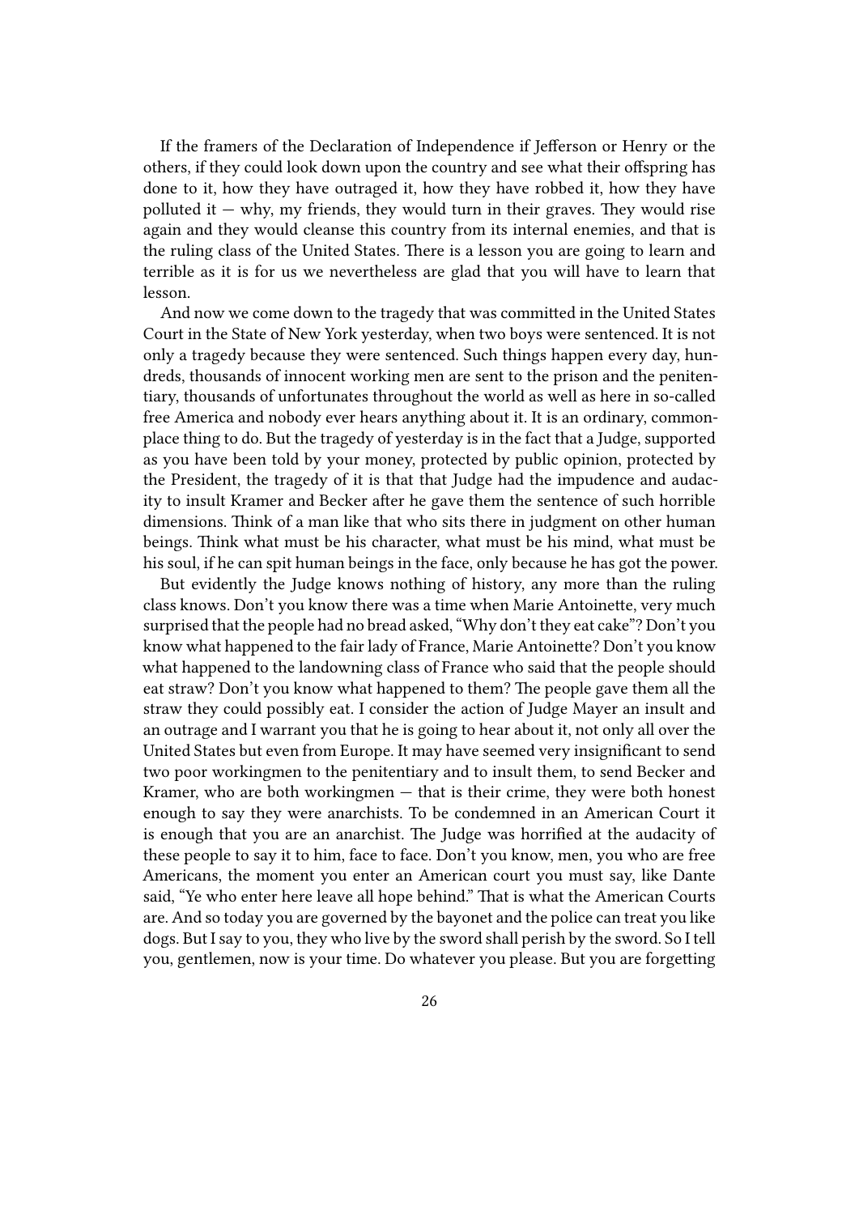If the framers of the Declaration of Independence if Jefferson or Henry or the others, if they could look down upon the country and see what their offspring has done to it, how they have outraged it, how they have robbed it, how they have polluted it — why, my friends, they would turn in their graves. They would rise again and they would cleanse this country from its internal enemies, and that is the ruling class of the United States. There is a lesson you are going to learn and terrible as it is for us we nevertheless are glad that you will have to learn that lesson.

And now we come down to the tragedy that was committed in the United States Court in the State of New York yesterday, when two boys were sentenced. It is not only a tragedy because they were sentenced. Such things happen every day, hundreds, thousands of innocent working men are sent to the prison and the penitentiary, thousands of unfortunates throughout the world as well as here in so-called free America and nobody ever hears anything about it. It is an ordinary, commonplace thing to do. But the tragedy of yesterday is in the fact that a Judge, supported as you have been told by your money, protected by public opinion, protected by the President, the tragedy of it is that that Judge had the impudence and audacity to insult Kramer and Becker after he gave them the sentence of such horrible dimensions. Think of a man like that who sits there in judgment on other human beings. Think what must be his character, what must be his mind, what must be his soul, if he can spit human beings in the face, only because he has got the power.

But evidently the Judge knows nothing of history, any more than the ruling class knows. Don't you know there was a time when Marie Antoinette, very much surprised that the people had no bread asked, "Why don't they eat cake"? Don't you know what happened to the fair lady of France, Marie Antoinette? Don't you know what happened to the landowning class of France who said that the people should eat straw? Don't you know what happened to them? The people gave them all the straw they could possibly eat. I consider the action of Judge Mayer an insult and an outrage and I warrant you that he is going to hear about it, not only all over the United States but even from Europe. It may have seemed very insignificant to send two poor workingmen to the penitentiary and to insult them, to send Becker and Kramer, who are both workingmen — that is their crime, they were both honest enough to say they were anarchists. To be condemned in an American Court it is enough that you are an anarchist. The Judge was horrified at the audacity of these people to say it to him, face to face. Don't you know, men, you who are free Americans, the moment you enter an American court you must say, like Dante said, "Ye who enter here leave all hope behind." That is what the American Courts are. And so today you are governed by the bayonet and the police can treat you like dogs. But I say to you, they who live by the sword shall perish by the sword. So I tell you, gentlemen, now is your time. Do whatever you please. But you are forgetting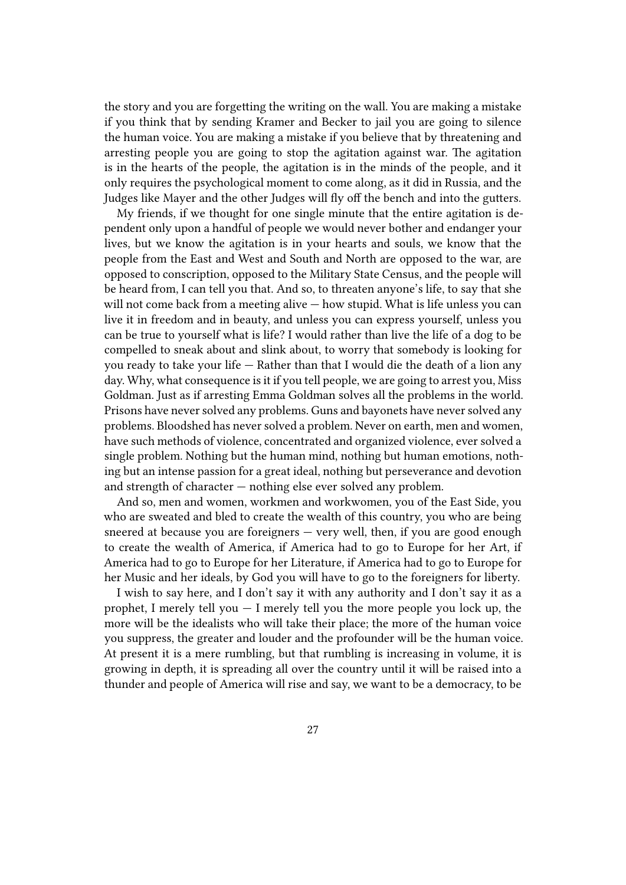the story and you are forgetting the writing on the wall. You are making a mistake if you think that by sending Kramer and Becker to jail you are going to silence the human voice. You are making a mistake if you believe that by threatening and arresting people you are going to stop the agitation against war. The agitation is in the hearts of the people, the agitation is in the minds of the people, and it only requires the psychological moment to come along, as it did in Russia, and the Judges like Mayer and the other Judges will fly off the bench and into the gutters.

My friends, if we thought for one single minute that the entire agitation is dependent only upon a handful of people we would never bother and endanger your lives, but we know the agitation is in your hearts and souls, we know that the people from the East and West and South and North are opposed to the war, are opposed to conscription, opposed to the Military State Census, and the people will be heard from, I can tell you that. And so, to threaten anyone's life, to say that she will not come back from a meeting alive — how stupid. What is life unless you can live it in freedom and in beauty, and unless you can express yourself, unless you can be true to yourself what is life? I would rather than live the life of a dog to be compelled to sneak about and slink about, to worry that somebody is looking for you ready to take your life — Rather than that I would die the death of a lion any day. Why, what consequence is it if you tell people, we are going to arrest you, Miss Goldman. Just as if arresting Emma Goldman solves all the problems in the world. Prisons have never solved any problems. Guns and bayonets have never solved any problems. Bloodshed has never solved a problem. Never on earth, men and women, have such methods of violence, concentrated and organized violence, ever solved a single problem. Nothing but the human mind, nothing but human emotions, nothing but an intense passion for a great ideal, nothing but perseverance and devotion and strength of character — nothing else ever solved any problem.

And so, men and women, workmen and workwomen, you of the East Side, you who are sweated and bled to create the wealth of this country, you who are being sneered at because you are foreigners — very well, then, if you are good enough to create the wealth of America, if America had to go to Europe for her Art, if America had to go to Europe for her Literature, if America had to go to Europe for her Music and her ideals, by God you will have to go to the foreigners for liberty.

I wish to say here, and I don't say it with any authority and I don't say it as a prophet, I merely tell you — I merely tell you the more people you lock up, the more will be the idealists who will take their place; the more of the human voice you suppress, the greater and louder and the profounder will be the human voice. At present it is a mere rumbling, but that rumbling is increasing in volume, it is growing in depth, it is spreading all over the country until it will be raised into a thunder and people of America will rise and say, we want to be a democracy, to be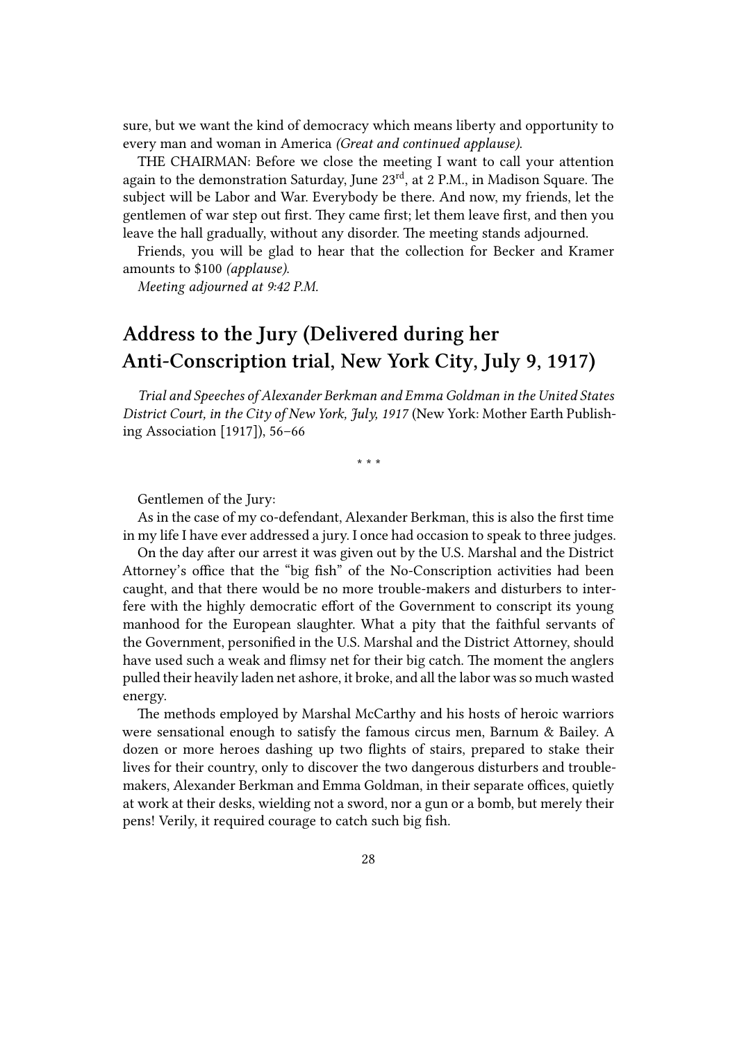sure, but we want the kind of democracy which means liberty and opportunity to every man and woman in America *(Great and continued applause).*

THE CHAIRMAN: Before we close the meeting I want to call your attention again to the demonstration Saturday, June 23rd, at 2 P.M., in Madison Square. The subject will be Labor and War. Everybody be there. And now, my friends, let the gentlemen of war step out first. They came first; let them leave first, and then you leave the hall gradually, without any disorder. The meeting stands adjourned.

Friends, you will be glad to hear that the collection for Becker and Kramer amounts to $100 *(applause).*

*Meeting adjourned at 9:42 P.M.*

## Address to the Jury (Delivered during her Anti-Conscription trial, New York City, July 9, 1917)

*Trial and Speeches of Alexander Berkman and Emma Goldman in the United States District Court, in the City of New York, July, 1917* (New York: Mother Earth Publishing Association [1917]), 56–66

\* \* \*

Gentlemen of the Jury:

As in the case of my co-defendant, Alexander Berkman, this is also the first time in my life I have ever addressed a jury. I once had occasion to speak to three judges.

On the day after our arrest it was given out by the U.S. Marshal and the District Attorney's office that the "big fish" of the No-Conscription activities had been caught, and that there would be no more trouble-makers and disturbers to interfere with the highly democratic effort of the Government to conscript its young manhood for the European slaughter. What a pity that the faithful servants of the Government, personified in the U.S. Marshal and the District Attorney, should have used such a weak and flimsy net for their big catch. The moment the anglers pulled their heavily laden net ashore, it broke, and all the labor was so much wasted energy.

The methods employed by Marshal McCarthy and his hosts of heroic warriors were sensational enough to satisfy the famous circus men, Barnum & Bailey. A dozen or more heroes dashing up two flights of stairs, prepared to stake their lives for their country, only to discover the two dangerous disturbers and trouble-makers, Alexander Berkman and Emma Goldman, in their separate offices, quietly at work at their desks, wielding not a sword, nor a gun or a bomb, but merely their pens! Verily, it required courage to catch such big fish.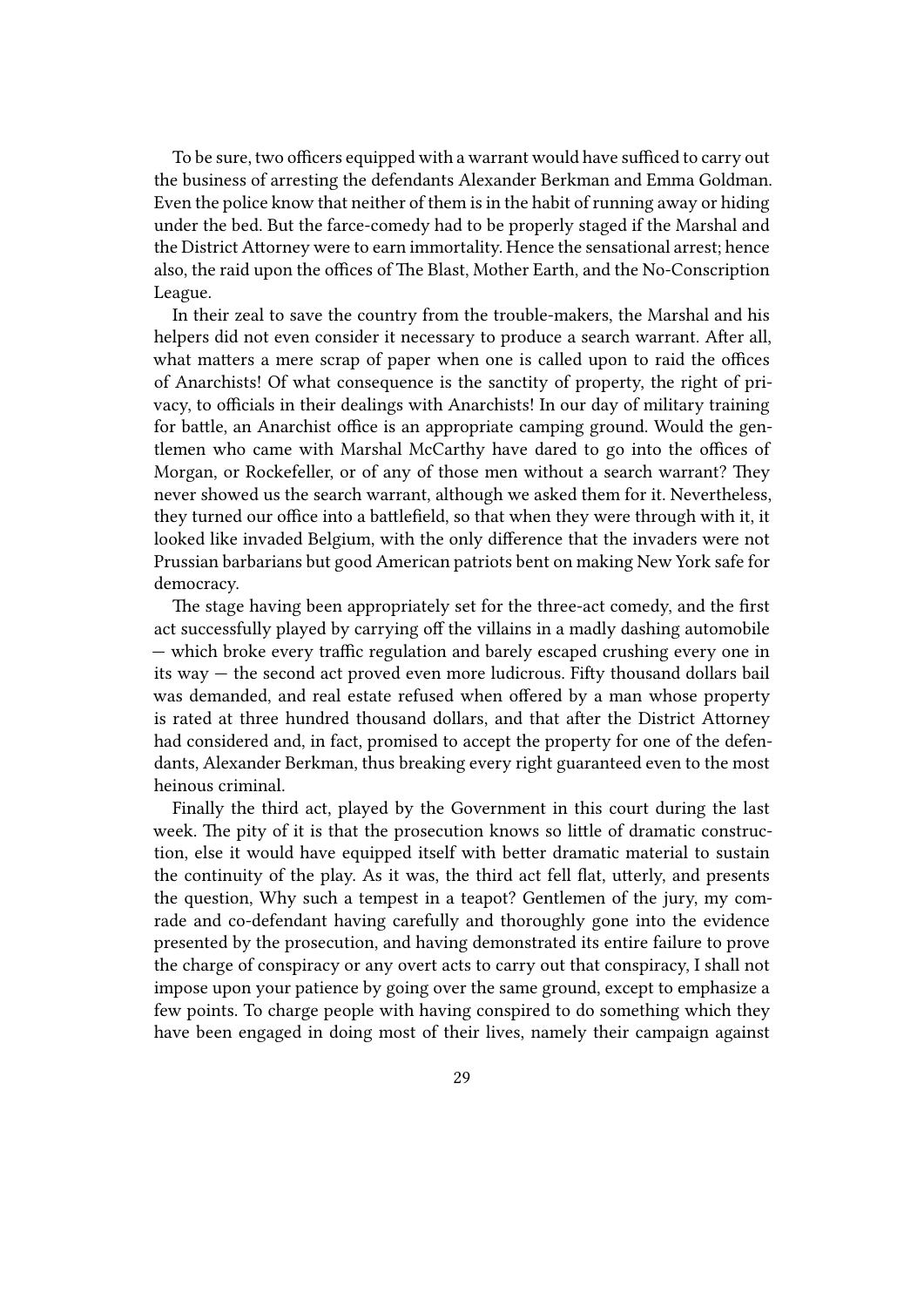To be sure, two officers equipped with a warrant would have sufficed to carry out the business of arresting the defendants Alexander Berkman and Emma Goldman. Even the police know that neither of them is in the habit of running away or hiding under the bed. But the farce-comedy had to be properly staged if the Marshal and the District Attorney were to earn immortality. Hence the sensational arrest; hence also, the raid upon the offices of The Blast, Mother Earth, and the No-Conscription League.

In their zeal to save the country from the trouble-makers, the Marshal and his helpers did not even consider it necessary to produce a search warrant. After all, what matters a mere scrap of paper when one is called upon to raid the offices of Anarchists! Of what consequence is the sanctity of property, the right of privacy, to officials in their dealings with Anarchists! In our day of military training for battle, an Anarchist office is an appropriate camping ground. Would the gentlemen who came with Marshal McCarthy have dared to go into the offices of Morgan, or Rockefeller, or of any of those men without a search warrant? They never showed us the search warrant, although we asked them for it. Nevertheless, they turned our office into a battlefield, so that when they were through with it, it looked like invaded Belgium, with the only difference that the invaders were not Prussian barbarians but good American patriots bent on making New York safe for democracy.

The stage having been appropriately set for the three-act comedy, and the first act successfully played by carrying off the villains in a madly dashing automobile — which broke every traffic regulation and barely escaped crushing every one in its way — the second act proved even more ludicrous. Fifty thousand dollars bail was demanded, and real estate refused when offered by a man whose property is rated at three hundred thousand dollars, and that after the District Attorney had considered and, in fact, promised to accept the property for one of the defendants, Alexander Berkman, thus breaking every right guaranteed even to the most heinous criminal.

Finally the third act, played by the Government in this court during the last week. The pity of it is that the prosecution knows so little of dramatic construction, else it would have equipped itself with better dramatic material to sustain the continuity of the play. As it was, the third act fell flat, utterly, and presents the question, Why such a tempest in a teapot? Gentlemen of the jury, my comrade and co-defendant having carefully and thoroughly gone into the evidence presented by the prosecution, and having demonstrated its entire failure to prove the charge of conspiracy or any overt acts to carry out that conspiracy, I shall not impose upon your patience by going over the same ground, except to emphasize a few points. To charge people with having conspired to do something which they have been engaged in doing most of their lives, namely their campaign against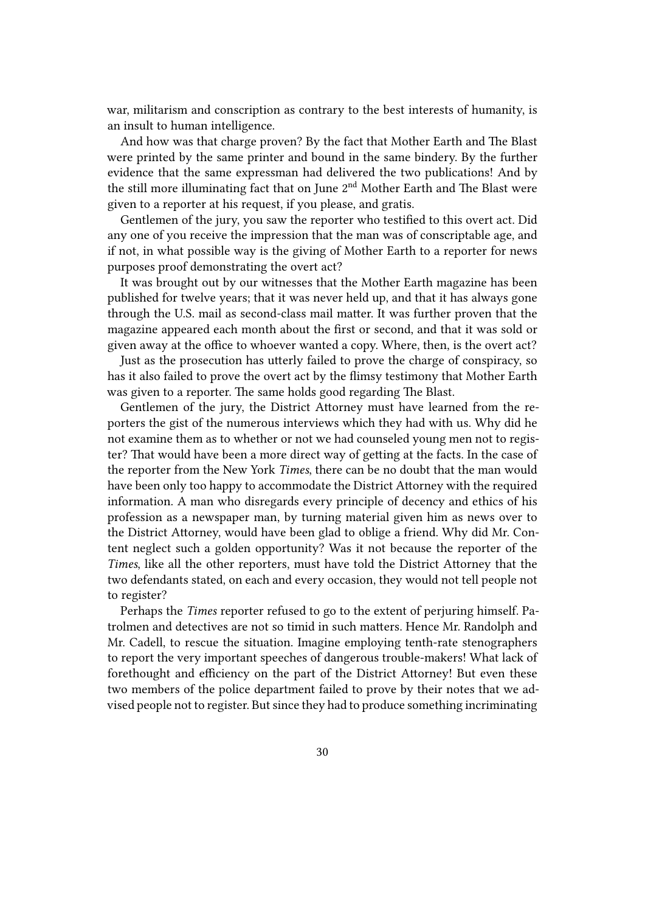war, militarism and conscription as contrary to the best interests of humanity, is an insult to human intelligence.

And how was that charge proven? By the fact that Mother Earth and The Blast were printed by the same printer and bound in the same bindery. By the further evidence that the same expressman had delivered the two publications! And by the still more illuminating fact that on June 2nd Mother Earth and The Blast were given to a reporter at his request, if you please, and gratis.

Gentlemen of the jury, you saw the reporter who testified to this overt act. Did any one of you receive the impression that the man was of conscriptable age, and if not, in what possible way is the giving of Mother Earth to a reporter for news purposes proof demonstrating the overt act?

It was brought out by our witnesses that the Mother Earth magazine has been published for twelve years; that it was never held up, and that it has always gone through the U.S. mail as second-class mail matter. It was further proven that the magazine appeared each month about the first or second, and that it was sold or given away at the office to whoever wanted a copy. Where, then, is the overt act?

Just as the prosecution has utterly failed to prove the charge of conspiracy, so has it also failed to prove the overt act by the flimsy testimony that Mother Earth was given to a reporter. The same holds good regarding The Blast.

Gentlemen of the jury, the District Attorney must have learned from the reporters the gist of the numerous interviews which they had with us. Why did he not examine them as to whether or not we had counseled young men not to register? That would have been a more direct way of getting at the facts. In the case of the reporter from the New York *Times*, there can be no doubt that the man would have been only too happy to accommodate the District Attorney with the required information. A man who disregards every principle of decency and ethics of his profession as a newspaper man, by turning material given him as news over to the District Attorney, would have been glad to oblige a friend. Why did Mr. Content neglect such a golden opportunity? Was it not because the reporter of the *Times*, like all the other reporters, must have told the District Attorney that the two defendants stated, on each and every occasion, they would not tell people not to register?

Perhaps the *Times* reporter refused to go to the extent of perjuring himself. Patrolmen and detectives are not so timid in such matters. Hence Mr. Randolph and Mr. Cadell, to rescue the situation. Imagine employing tenth-rate stenographers to report the very important speeches of dangerous trouble-makers! What lack of forethought and efficiency on the part of the District Attorney! But even these two members of the police department failed to prove by their notes that we advised people not to register. But since they had to produce something incriminating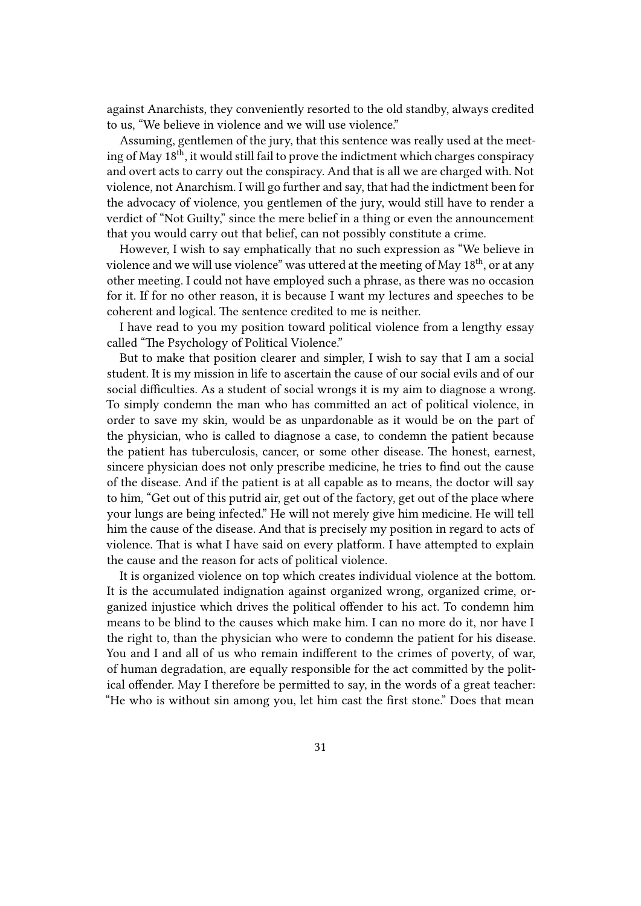against Anarchists, they conveniently resorted to the old standby, always credited to us, "We believe in violence and we will use violence."

Assuming, gentlemen of the jury, that this sentence was really used at the meeting of May 18th, it would still fail to prove the indictment which charges conspiracy and overt acts to carry out the conspiracy. And that is all we are charged with. Not violence, not Anarchism. I will go further and say, that had the indictment been for the advocacy of violence, you gentlemen of the jury, would still have to render a verdict of "Not Guilty," since the mere belief in a thing or even the announcement that you would carry out that belief, can not possibly constitute a crime.

However, I wish to say emphatically that no such expression as "We believe in violence and we will use violence" was uttered at the meeting of May 18th, or at any other meeting. I could not have employed such a phrase, as there was no occasion for it. If for no other reason, it is because I want my lectures and speeches to be coherent and logical. The sentence credited to me is neither.

I have read to you my position toward political violence from a lengthy essay called "The Psychology of Political Violence."

But to make that position clearer and simpler, I wish to say that I am a social student. It is my mission in life to ascertain the cause of our social evils and of our social difficulties. As a student of social wrongs it is my aim to diagnose a wrong. To simply condemn the man who has committed an act of political violence, in order to save my skin, would be as unpardonable as it would be on the part of the physician, who is called to diagnose a case, to condemn the patient because the patient has tuberculosis, cancer, or some other disease. The honest, earnest, sincere physician does not only prescribe medicine, he tries to find out the cause of the disease. And if the patient is at all capable as to means, the doctor will say to him, "Get out of this putrid air, get out of the factory, get out of the place where your lungs are being infected." He will not merely give him medicine. He will tell him the cause of the disease. And that is precisely my position in regard to acts of violence. That is what I have said on every platform. I have attempted to explain the cause and the reason for acts of political violence.

It is organized violence on top which creates individual violence at the bottom. It is the accumulated indignation against organized wrong, organized crime, organized injustice which drives the political offender to his act. To condemn him means to be blind to the causes which make him. I can no more do it, nor have I the right to, than the physician who were to condemn the patient for his disease. You and I and all of us who remain indifferent to the crimes of poverty, of war, of human degradation, are equally responsible for the act committed by the political offender. May I therefore be permitted to say, in the words of a great teacher: "He who is without sin among you, let him cast the first stone." Does that mean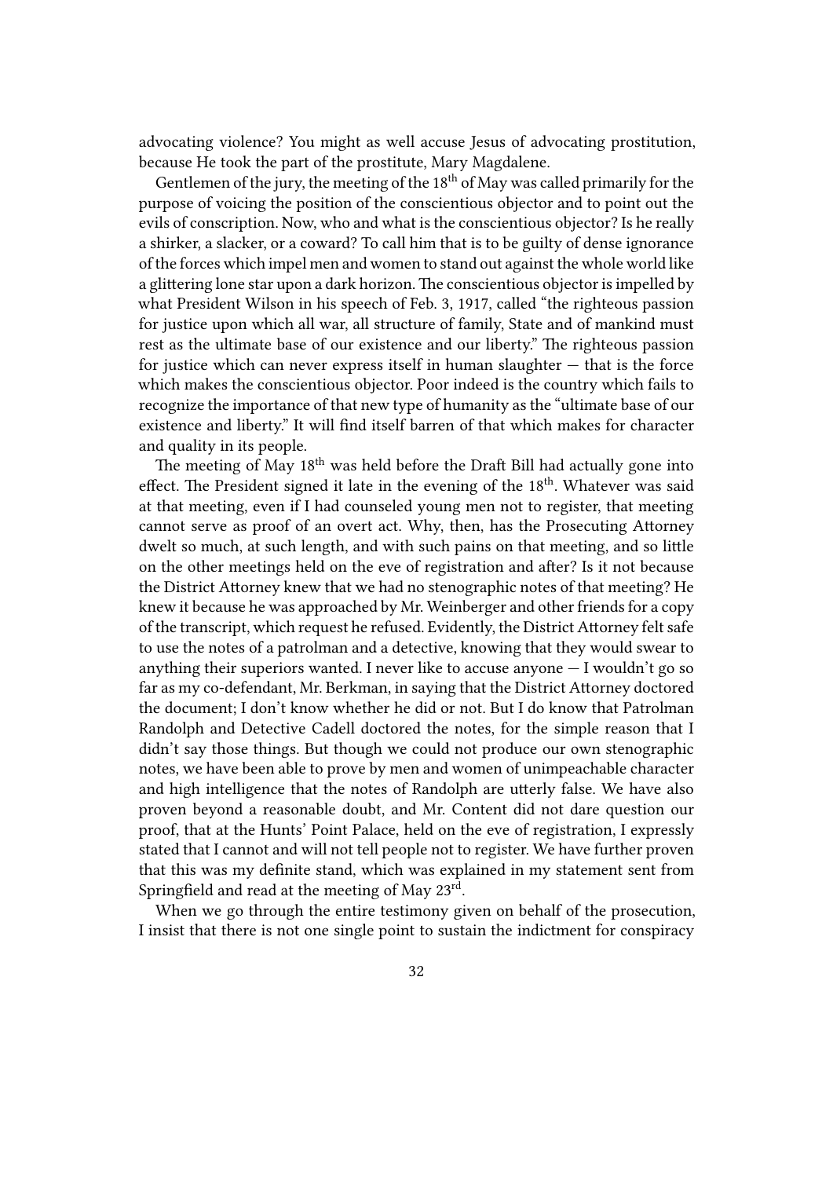advocating violence? You might as well accuse Jesus of advocating prostitution, because He took the part of the prostitute, Mary Magdalene.

Gentlemen of the jury, the meeting of the 18th of May was called primarily for the purpose of voicing the position of the conscientious objector and to point out the evils of conscription. Now, who and what is the conscientious objector? Is he really a shirker, a slacker, or a coward? To call him that is to be guilty of dense ignorance of the forces which impel men and women to stand out against the whole world like a glittering lone star upon a dark horizon. The conscientious objector is impelled by what President Wilson in his speech of Feb. 3, 1917, called "the righteous passion for justice upon which all war, all structure of family, State and of mankind must rest as the ultimate base of our existence and our liberty." The righteous passion for justice which can never express itself in human slaughter — that is the force which makes the conscientious objector. Poor indeed is the country which fails to recognize the importance of that new type of humanity as the "ultimate base of our existence and liberty." It will find itself barren of that which makes for character and quality in its people.

The meeting of May 18th was held before the Draft Bill had actually gone into effect. The President signed it late in the evening of the 18th. Whatever was said at that meeting, even if I had counseled young men not to register, that meeting cannot serve as proof of an overt act. Why, then, has the Prosecuting Attorney dwelt so much, at such length, and with such pains on that meeting, and so little on the other meetings held on the eve of registration and after? Is it not because the District Attorney knew that we had no stenographic notes of that meeting? He knew it because he was approached by Mr. Weinberger and other friends for a copy of the transcript, which request he refused. Evidently, the District Attorney felt safe to use the notes of a patrolman and a detective, knowing that they would swear to anything their superiors wanted. I never like to accuse anyone — I wouldn't go so far as my co-defendant, Mr. Berkman, in saying that the District Attorney doctored the document; I don't know whether he did or not. But I do know that Patrolman Randolph and Detective Cadell doctored the notes, for the simple reason that I didn't say those things. But though we could not produce our own stenographic notes, we have been able to prove by men and women of unimpeachable character and high intelligence that the notes of Randolph are utterly false. We have also proven beyond a reasonable doubt, and Mr. Content did not dare question our proof, that at the Hunts' Point Palace, held on the eve of registration, I expressly stated that I cannot and will not tell people not to register. We have further proven that this was my definite stand, which was explained in my statement sent from Springfield and read at the meeting of May 23rd.

When we go through the entire testimony given on behalf of the prosecution, I insist that there is not one single point to sustain the indictment for conspiracy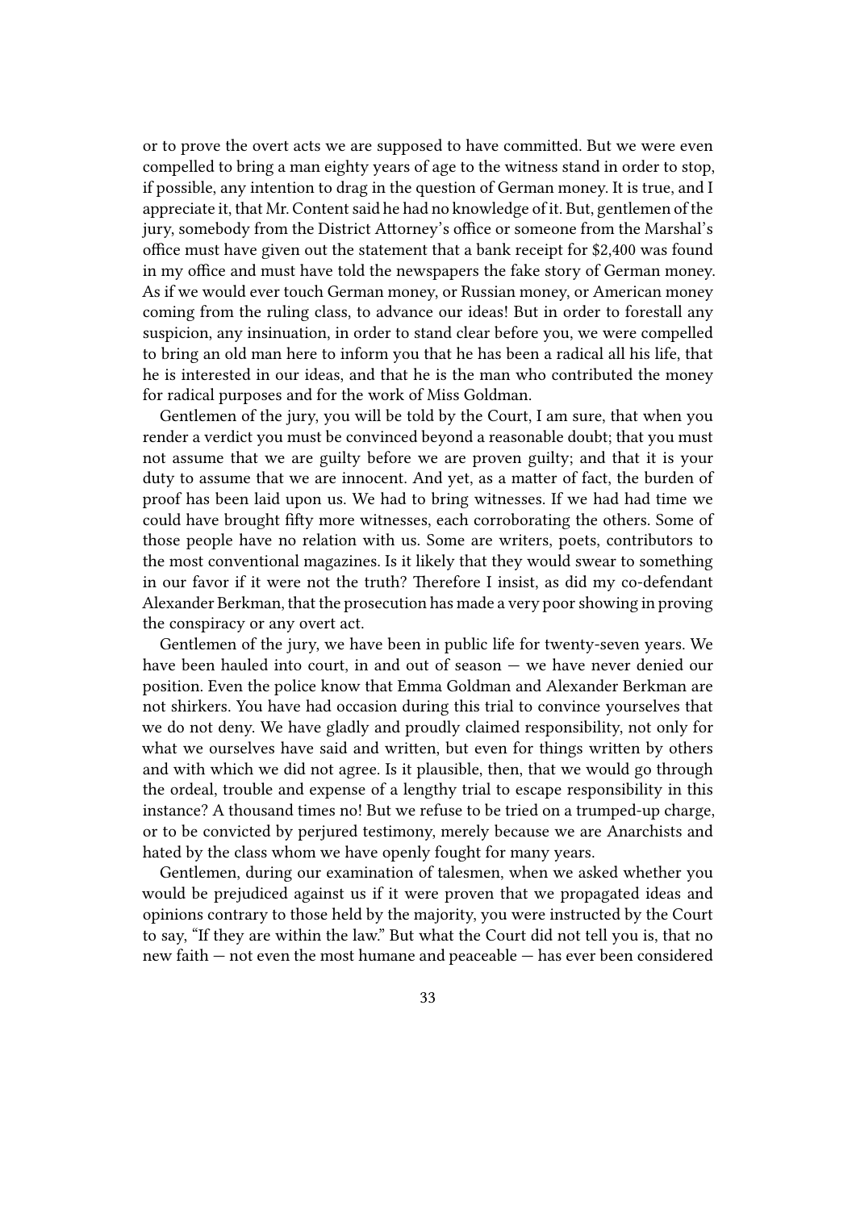or to prove the overt acts we are supposed to have committed. But we were even compelled to bring a man eighty years of age to the witness stand in order to stop, if possible, any intention to drag in the question of German money. It is true, and I appreciate it, that Mr. Content said he had no knowledge of it. But, gentlemen of the jury, somebody from the District Attorney's office or someone from the Marshal's office must have given out the statement that a bank receipt for $2,400 was found in my office and must have told the newspapers the fake story of German money. As if we would ever touch German money, or Russian money, or American money coming from the ruling class, to advance our ideas! But in order to forestall any suspicion, any insinuation, in order to stand clear before you, we were compelled to bring an old man here to inform you that he has been a radical all his life, that he is interested in our ideas, and that he is the man who contributed the money for radical purposes and for the work of Miss Goldman.

Gentlemen of the jury, you will be told by the Court, I am sure, that when you render a verdict you must be convinced beyond a reasonable doubt; that you must not assume that we are guilty before we are proven guilty; and that it is your duty to assume that we are innocent. And yet, as a matter of fact, the burden of proof has been laid upon us. We had to bring witnesses. If we had had time we could have brought fifty more witnesses, each corroborating the others. Some of those people have no relation with us. Some are writers, poets, contributors to the most conventional magazines. Is it likely that they would swear to something in our favor if it were not the truth? Therefore I insist, as did my co-defendant Alexander Berkman, that the prosecution has made a very poor showing in proving the conspiracy or any overt act.

Gentlemen of the jury, we have been in public life for twenty-seven years. We have been hauled into court, in and out of season — we have never denied our position. Even the police know that Emma Goldman and Alexander Berkman are not shirkers. You have had occasion during this trial to convince yourselves that we do not deny. We have gladly and proudly claimed responsibility, not only for what we ourselves have said and written, but even for things written by others and with which we did not agree. Is it plausible, then, that we would go through the ordeal, trouble and expense of a lengthy trial to escape responsibility in this instance? A thousand times no! But we refuse to be tried on a trumped-up charge, or to be convicted by perjured testimony, merely because we are Anarchists and hated by the class whom we have openly fought for many years.

Gentlemen, during our examination of talesmen, when we asked whether you would be prejudiced against us if it were proven that we propagated ideas and opinions contrary to those held by the majority, you were instructed by the Court to say, "If they are within the law." But what the Court did not tell you is, that no new faith — not even the most humane and peaceable — has ever been considered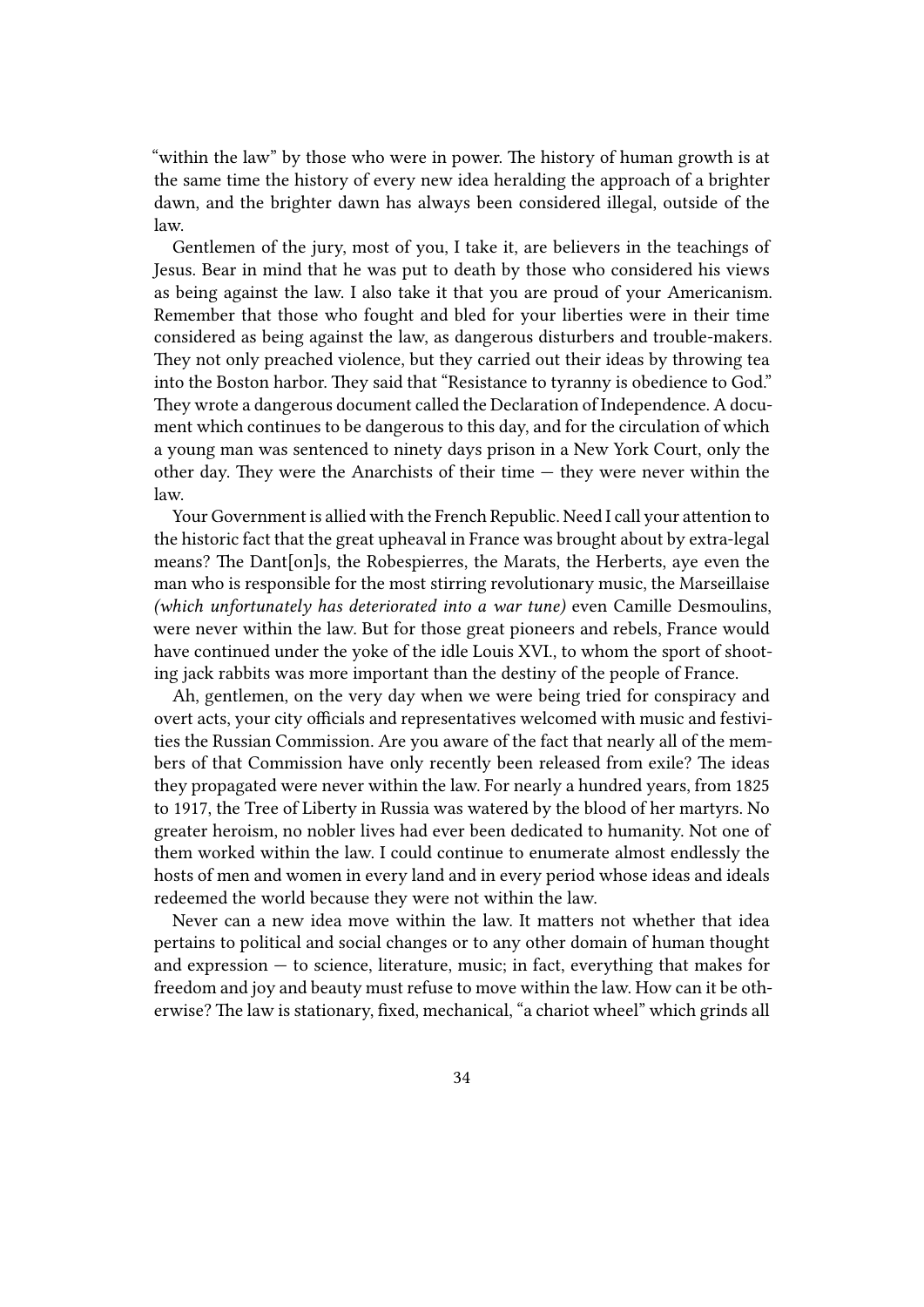"within the law" by those who were in power. The history of human growth is at the same time the history of every new idea heralding the approach of a brighter dawn, and the brighter dawn has always been considered illegal, outside of the law.

Gentlemen of the jury, most of you, I take it, are believers in the teachings of Jesus. Bear in mind that he was put to death by those who considered his views as being against the law. I also take it that you are proud of your Americanism. Remember that those who fought and bled for your liberties were in their time considered as being against the law, as dangerous disturbers and trouble-makers. They not only preached violence, but they carried out their ideas by throwing tea into the Boston harbor. They said that "Resistance to tyranny is obedience to God." They wrote a dangerous document called the Declaration of Independence. A document which continues to be dangerous to this day, and for the circulation of which a young man was sentenced to ninety days prison in a New York Court, only the other day. They were the Anarchists of their time — they were never within the law.

Your Government is allied with the French Republic. Need I call your attention to the historic fact that the great upheaval in France was brought about by extra-legal means? The Dant[on]s, the Robespierres, the Marats, the Herberts, aye even the man who is responsible for the most stirring revolutionary music, the Marseillaise *(which unfortunately has deteriorated into a war tune)* even Camille Desmoulins, were never within the law. But for those great pioneers and rebels, France would have continued under the yoke of the idle Louis XVI., to whom the sport of shooting jack rabbits was more important than the destiny of the people of France.

Ah, gentlemen, on the very day when we were being tried for conspiracy and overt acts, your city officials and representatives welcomed with music and festivities the Russian Commission. Are you aware of the fact that nearly all of the members of that Commission have only recently been released from exile? The ideas they propagated were never within the law. For nearly a hundred years, from 1825 to 1917, the Tree of Liberty in Russia was watered by the blood of her martyrs. No greater heroism, no nobler lives had ever been dedicated to humanity. Not one of them worked within the law. I could continue to enumerate almost endlessly the hosts of men and women in every land and in every period whose ideas and ideals redeemed the world because they were not within the law.

Never can a new idea move within the law. It matters not whether that idea pertains to political and social changes or to any other domain of human thought and expression — to science, literature, music; in fact, everything that makes for freedom and joy and beauty must refuse to move within the law. How can it be otherwise? The law is stationary, fixed, mechanical, "a chariot wheel" which grinds all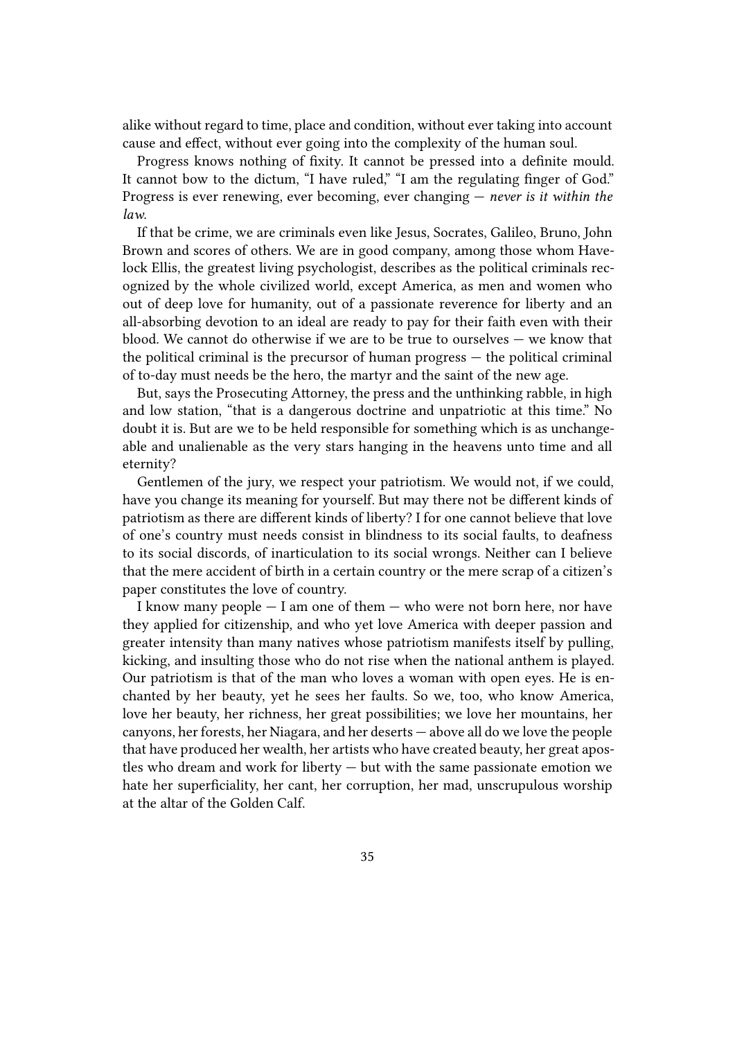alike without regard to time, place and condition, without ever taking into account cause and effect, without ever going into the complexity of the human soul.

Progress knows nothing of fixity. It cannot be pressed into a definite mould. It cannot bow to the dictum, "I have ruled," "I am the regulating finger of God." Progress is ever renewing, ever becoming, ever changing — *never is it within the law.*

If that be crime, we are criminals even like Jesus, Socrates, Galileo, Bruno, John Brown and scores of others. We are in good company, among those whom Havelock Ellis, the greatest living psychologist, describes as the political criminals recognized by the whole civilized world, except America, as men and women who out of deep love for humanity, out of a passionate reverence for liberty and an all-absorbing devotion to an ideal are ready to pay for their faith even with their blood. We cannot do otherwise if we are to be true to ourselves — we know that the political criminal is the precursor of human progress — the political criminal of to-day must needs be the hero, the martyr and the saint of the new age.

But, says the Prosecuting Attorney, the press and the unthinking rabble, in high and low station, "that is a dangerous doctrine and unpatriotic at this time." No doubt it is. But are we to be held responsible for something which is as unchangeable and unalienable as the very stars hanging in the heavens unto time and all eternity?

Gentlemen of the jury, we respect your patriotism. We would not, if we could, have you change its meaning for yourself. But may there not be different kinds of patriotism as there are different kinds of liberty? I for one cannot believe that love of one's country must needs consist in blindness to its social faults, to deafness to its social discords, of inarticulation to its social wrongs. Neither can I believe that the mere accident of birth in a certain country or the mere scrap of a citizen's paper constitutes the love of country.

I know many people — I am one of them — who were not born here, nor have they applied for citizenship, and who yet love America with deeper passion and greater intensity than many natives whose patriotism manifests itself by pulling, kicking, and insulting those who do not rise when the national anthem is played. Our patriotism is that of the man who loves a woman with open eyes. He is enchanted by her beauty, yet he sees her faults. So we, too, who know America, love her beauty, her richness, her great possibilities; we love her mountains, her canyons, her forests, her Niagara, and her deserts — above all do we love the people that have produced her wealth, her artists who have created beauty, her great apostles who dream and work for liberty — but with the same passionate emotion we hate her superficiality, her cant, her corruption, her mad, unscrupulous worship at the altar of the Golden Calf.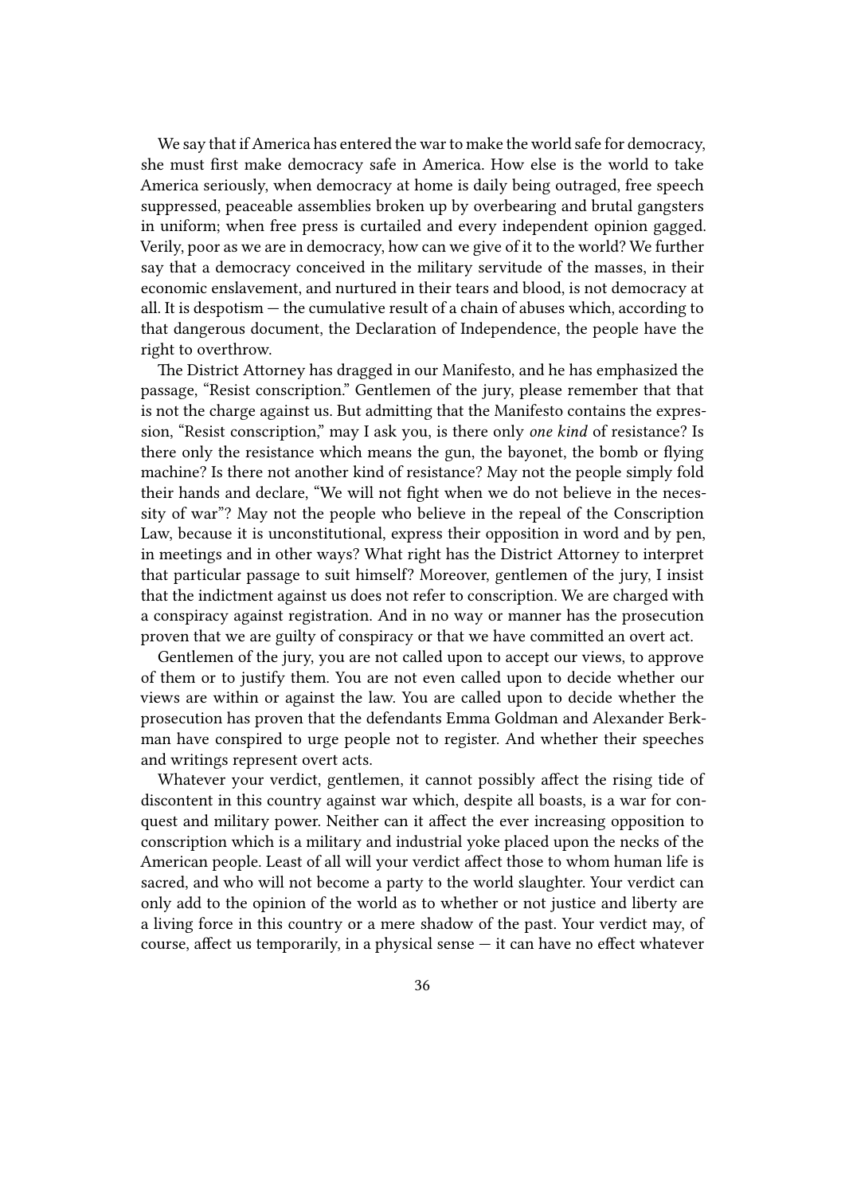We say that if America has entered the war to make the world safe for democracy, she must first make democracy safe in America. How else is the world to take America seriously, when democracy at home is daily being outraged, free speech suppressed, peaceable assemblies broken up by overbearing and brutal gangsters in uniform; when free press is curtailed and every independent opinion gagged. Verily, poor as we are in democracy, how can we give of it to the world? We further say that a democracy conceived in the military servitude of the masses, in their economic enslavement, and nurtured in their tears and blood, is not democracy at all. It is despotism — the cumulative result of a chain of abuses which, according to that dangerous document, the Declaration of Independence, the people have the right to overthrow.

The District Attorney has dragged in our Manifesto, and he has emphasized the passage, "Resist conscription." Gentlemen of the jury, please remember that that is not the charge against us. But admitting that the Manifesto contains the expression, "Resist conscription," may I ask you, is there only *one kind* of resistance? Is there only the resistance which means the gun, the bayonet, the bomb or flying machine? Is there not another kind of resistance? May not the people simply fold their hands and declare, "We will not fight when we do not believe in the necessity of war"? May not the people who believe in the repeal of the Conscription Law, because it is unconstitutional, express their opposition in word and by pen, in meetings and in other ways? What right has the District Attorney to interpret that particular passage to suit himself? Moreover, gentlemen of the jury, I insist that the indictment against us does not refer to conscription. We are charged with a conspiracy against registration. And in no way or manner has the prosecution proven that we are guilty of conspiracy or that we have committed an overt act.

Gentlemen of the jury, you are not called upon to accept our views, to approve of them or to justify them. You are not even called upon to decide whether our views are within or against the law. You are called upon to decide whether the prosecution has proven that the defendants Emma Goldman and Alexander Berkman have conspired to urge people not to register. And whether their speeches and writings represent overt acts.

Whatever your verdict, gentlemen, it cannot possibly affect the rising tide of discontent in this country against war which, despite all boasts, is a war for conquest and military power. Neither can it affect the ever increasing opposition to conscription which is a military and industrial yoke placed upon the necks of the American people. Least of all will your verdict affect those to whom human life is sacred, and who will not become a party to the world slaughter. Your verdict can only add to the opinion of the world as to whether or not justice and liberty are a living force in this country or a mere shadow of the past. Your verdict may, of course, affect us temporarily, in a physical sense — it can have no effect whatever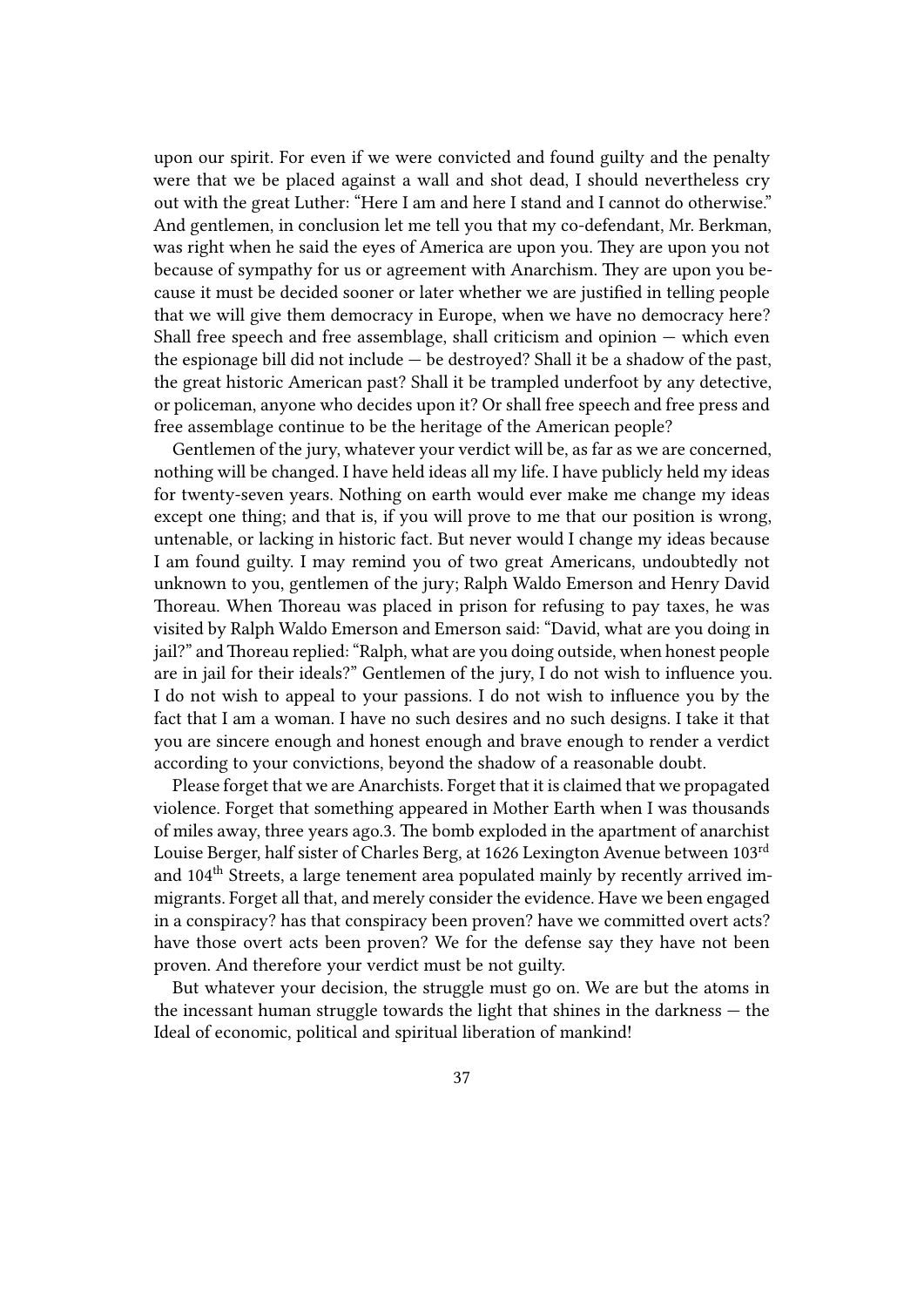upon our spirit. For even if we were convicted and found guilty and the penalty were that we be placed against a wall and shot dead, I should nevertheless cry out with the great Luther: "Here I am and here I stand and I cannot do otherwise." And gentlemen, in conclusion let me tell you that my co-defendant, Mr. Berkman, was right when he said the eyes of America are upon you. They are upon you not because of sympathy for us or agreement with Anarchism. They are upon you because it must be decided sooner or later whether we are justified in telling people that we will give them democracy in Europe, when we have no democracy here? Shall free speech and free assemblage, shall criticism and opinion — which even the espionage bill did not include — be destroyed? Shall it be a shadow of the past, the great historic American past? Shall it be trampled underfoot by any detective, or policeman, anyone who decides upon it? Or shall free speech and free press and free assemblage continue to be the heritage of the American people?

Gentlemen of the jury, whatever your verdict will be, as far as we are concerned, nothing will be changed. I have held ideas all my life. I have publicly held my ideas for twenty-seven years. Nothing on earth would ever make me change my ideas except one thing; and that is, if you will prove to me that our position is wrong, untenable, or lacking in historic fact. But never would I change my ideas because I am found guilty. I may remind you of two great Americans, undoubtedly not unknown to you, gentlemen of the jury; Ralph Waldo Emerson and Henry David Thoreau. When Thoreau was placed in prison for refusing to pay taxes, he was visited by Ralph Waldo Emerson and Emerson said: "David, what are you doing in jail?" and Thoreau replied: "Ralph, what are you doing outside, when honest people are in jail for their ideals?" Gentlemen of the jury, I do not wish to influence you. I do not wish to appeal to your passions. I do not wish to influence you by the fact that I am a woman. I have no such desires and no such designs. I take it that you are sincere enough and honest enough and brave enough to render a verdict according to your convictions, beyond the shadow of a reasonable doubt.

Please forget that we are Anarchists. Forget that it is claimed that we propagated violence. Forget that something appeared in Mother Earth when I was thousands of miles away, three years ago.3. The bomb exploded in the apartment of anarchist Louise Berger, half sister of Charles Berg, at 1626 Lexington Avenue between 103rd and 104th Streets, a large tenement area populated mainly by recently arrived immigrants. Forget all that, and merely consider the evidence. Have we been engaged in a conspiracy? has that conspiracy been proven? have we committed overt acts? have those overt acts been proven? We for the defense say they have not been proven. And therefore your verdict must be not guilty.

But whatever your decision, the struggle must go on. We are but the atoms in the incessant human struggle towards the light that shines in the darkness — the Ideal of economic, political and spiritual liberation of mankind!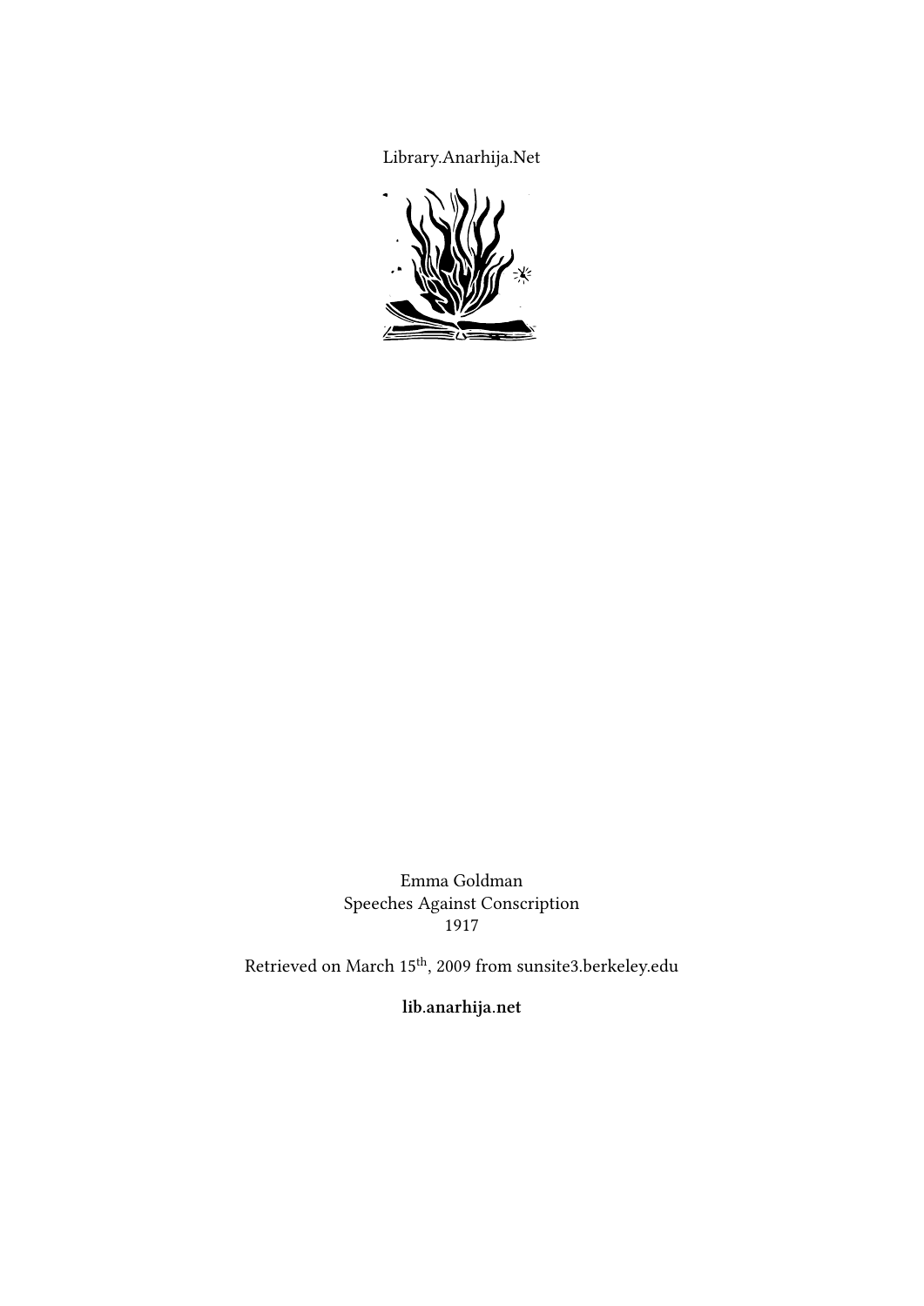Library.Anarhija.Net

Emma Goldman
Speeches Against Conscription
1917

Retrieved on March 15th, 2009 from sunsite3.berkeley.edu

**lib.anarhija.net**